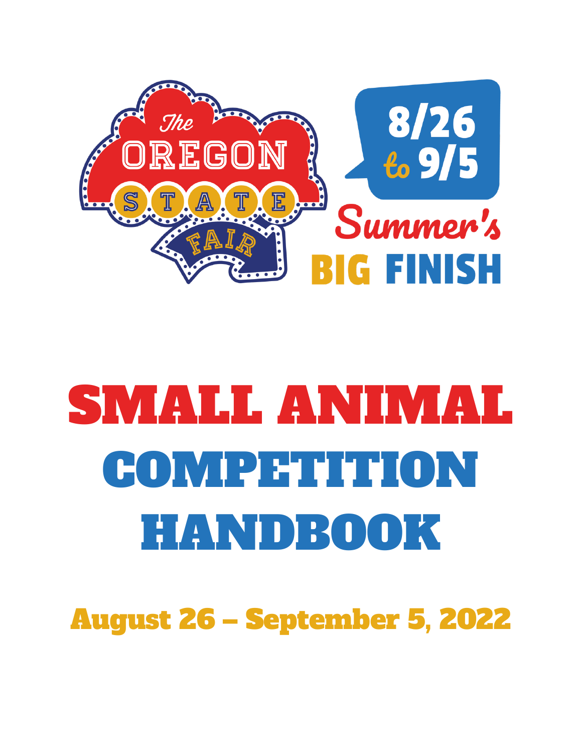The Oregon State Fair

8/26 to 9/5

Summer's BIG FINISH

# SMALL ANIMAL COMPETITION HANDBOOK

## August 26 – September 5, 2022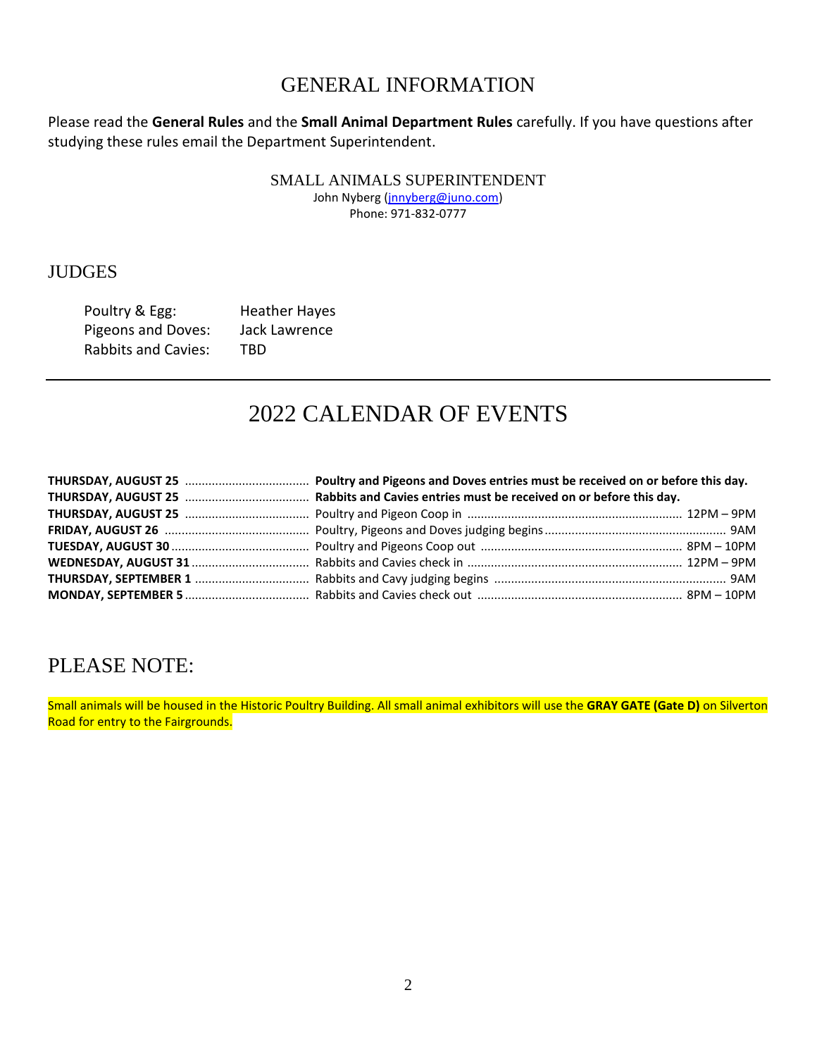# GENERAL INFORMATION

Please read the **General Rules** and the **Small Animal Department Rules** carefully. If you have questions after studying these rules email the Department Superintendent.

SMALL ANIMALS SUPERINTENDENT
John Nyberg (jnnyberg@juno.com)
Phone: 971-832-0777

## JUDGES

| | |
|---|---|
| Poultry & Egg: | Heather Hayes |
| Pigeons and Doves: | Jack Lawrence |
| Rabbits and Cavies: | TBD |

---

# 2022 CALENDAR OF EVENTS

| Date | Event | Time |
|---|---|---|
| **THURSDAY, AUGUST 25** | **Poultry and Pigeons and Doves entries must be received on or before this day.** | |
| **THURSDAY, AUGUST 25** | **Rabbits and Cavies entries must be received on or before this day.** | |
| **THURSDAY, AUGUST 25** | Poultry and Pigeon Coop in | 12PM – 9PM |
| **FRIDAY, AUGUST 26** | Poultry, Pigeons and Doves judging begins | 9AM |
| **TUESDAY, AUGUST 30** | Poultry and Pigeons Coop out | 8PM – 10PM |
| **WEDNESDAY, AUGUST 31** | Rabbits and Cavies check in | 12PM – 9PM |
| **THURSDAY, SEPTEMBER 1** | Rabbits and Cavy judging begins | 9AM |
| **MONDAY, SEPTEMBER 5** | Rabbits and Cavies check out | 8PM – 10PM |

## PLEASE NOTE:

Small animals will be housed in the Historic Poultry Building. All small animal exhibitors will use the **GRAY GATE (Gate D)** on Silverton Road for entry to the Fairgrounds.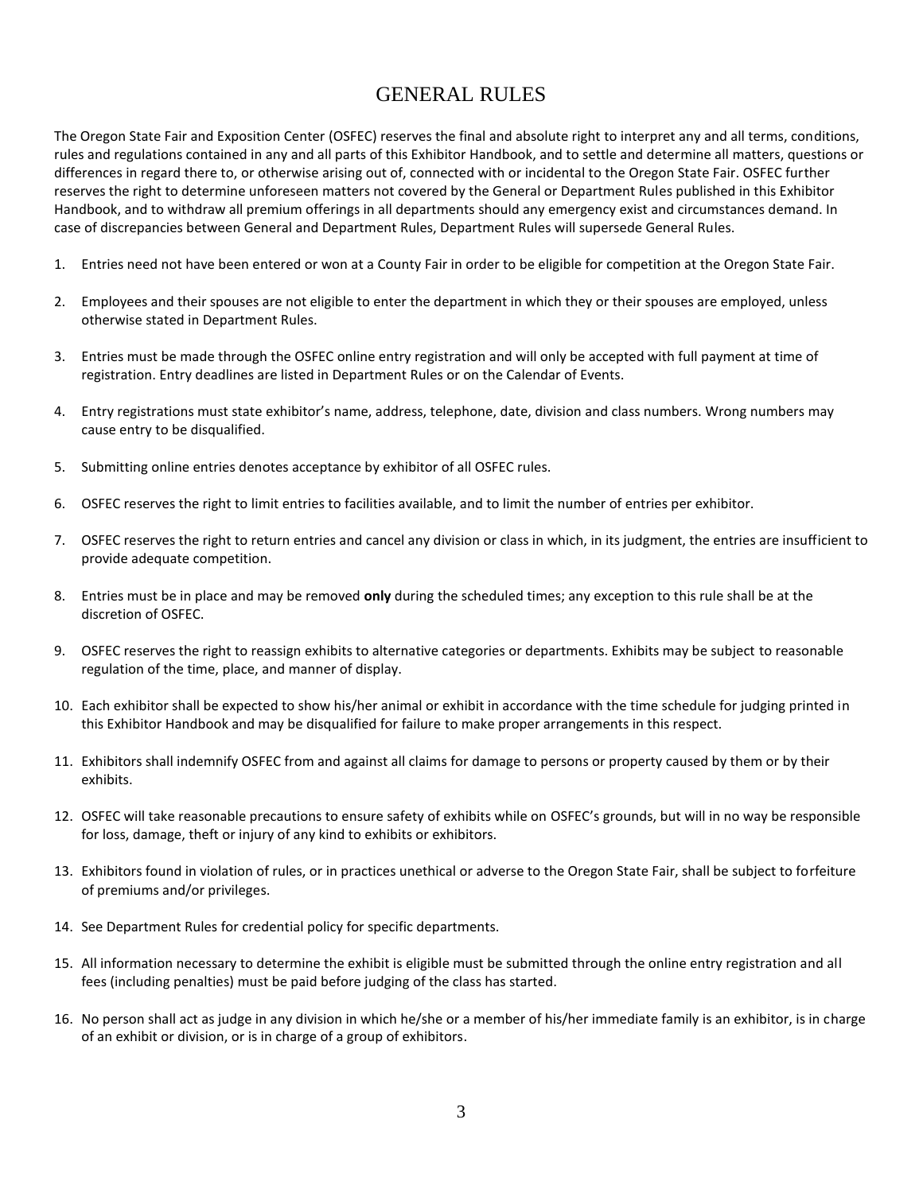# GENERAL RULES

The Oregon State Fair and Exposition Center (OSFEC) reserves the final and absolute right to interpret any and all terms, conditions, rules and regulations contained in any and all parts of this Exhibitor Handbook, and to settle and determine all matters, questions or differences in regard there to, or otherwise arising out of, connected with or incidental to the Oregon State Fair. OSFEC further reserves the right to determine unforeseen matters not covered by the General or Department Rules published in this Exhibitor Handbook, and to withdraw all premium offerings in all departments should any emergency exist and circumstances demand. In case of discrepancies between General and Department Rules, Department Rules will supersede General Rules.

1. Entries need not have been entered or won at a County Fair in order to be eligible for competition at the Oregon State Fair.
2. Employees and their spouses are not eligible to enter the department in which they or their spouses are employed, unless otherwise stated in Department Rules.
3. Entries must be made through the OSFEC online entry registration and will only be accepted with full payment at time of registration. Entry deadlines are listed in Department Rules or on the Calendar of Events.
4. Entry registrations must state exhibitor's name, address, telephone, date, division and class numbers. Wrong numbers may cause entry to be disqualified.
5. Submitting online entries denotes acceptance by exhibitor of all OSFEC rules.
6. OSFEC reserves the right to limit entries to facilities available, and to limit the number of entries per exhibitor.
7. OSFEC reserves the right to return entries and cancel any division or class in which, in its judgment, the entries are insufficient to provide adequate competition.
8. Entries must be in place and may be removed **only** during the scheduled times; any exception to this rule shall be at the discretion of OSFEC.
9. OSFEC reserves the right to reassign exhibits to alternative categories or departments. Exhibits may be subject to reasonable regulation of the time, place, and manner of display.
10. Each exhibitor shall be expected to show his/her animal or exhibit in accordance with the time schedule for judging printed in this Exhibitor Handbook and may be disqualified for failure to make proper arrangements in this respect.
11. Exhibitors shall indemnify OSFEC from and against all claims for damage to persons or property caused by them or by their exhibits.
12. OSFEC will take reasonable precautions to ensure safety of exhibits while on OSFEC's grounds, but will in no way be responsible for loss, damage, theft or injury of any kind to exhibits or exhibitors.
13. Exhibitors found in violation of rules, or in practices unethical or adverse to the Oregon State Fair, shall be subject to forfeiture of premiums and/or privileges.
14. See Department Rules for credential policy for specific departments.
15. All information necessary to determine the exhibit is eligible must be submitted through the online entry registration and all fees (including penalties) must be paid before judging of the class has started.
16. No person shall act as judge in any division in which he/she or a member of his/her immediate family is an exhibitor, is in charge of an exhibit or division, or is in charge of a group of exhibitors.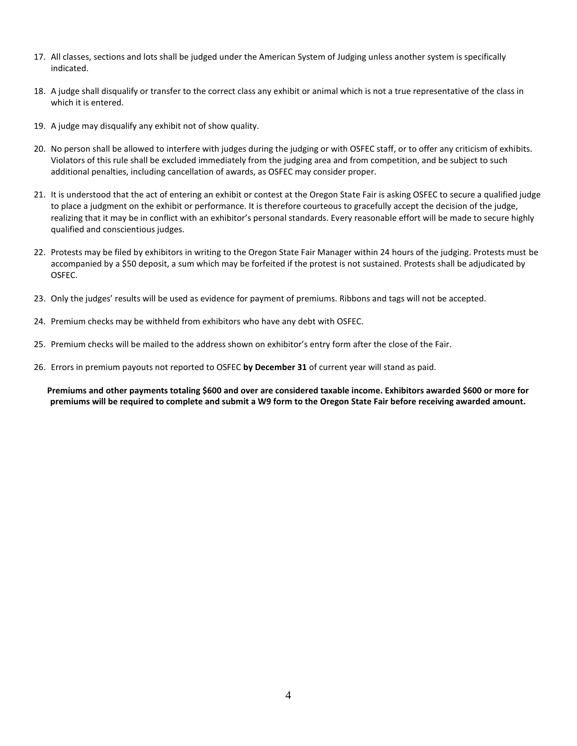17. All classes, sections and lots shall be judged under the American System of Judging unless another system is specifically indicated.

18. A judge shall disqualify or transfer to the correct class any exhibit or animal which is not a true representative of the class in which it is entered.

19. A judge may disqualify any exhibit not of show quality.

20. No person shall be allowed to interfere with judges during the judging or with OSFEC staff, or to offer any criticism of exhibits. Violators of this rule shall be excluded immediately from the judging area and from competition, and be subject to such additional penalties, including cancellation of awards, as OSFEC may consider proper.

21. It is understood that the act of entering an exhibit or contest at the Oregon State Fair is asking OSFEC to secure a qualified judge to place a judgment on the exhibit or performance. It is therefore courteous to gracefully accept the decision of the judge, realizing that it may be in conflict with an exhibitor's personal standards. Every reasonable effort will be made to secure highly qualified and conscientious judges.

22. Protests may be filed by exhibitors in writing to the Oregon State Fair Manager within 24 hours of the judging. Protests must be accompanied by a $50 deposit, a sum which may be forfeited if the protest is not sustained. Protests shall be adjudicated by OSFEC.

23. Only the judges' results will be used as evidence for payment of premiums. Ribbons and tags will not be accepted.

24. Premium checks may be withheld from exhibitors who have any debt with OSFEC.

25. Premium checks will be mailed to the address shown on exhibitor's entry form after the close of the Fair.

26. Errors in premium payouts not reported to OSFEC **by December 31** of current year will stand as paid.

**Premiums and other payments totaling $600 and over are considered taxable income. Exhibitors awarded $600 or more for premiums will be required to complete and submit a W9 form to the Oregon State Fair before receiving awarded amount.**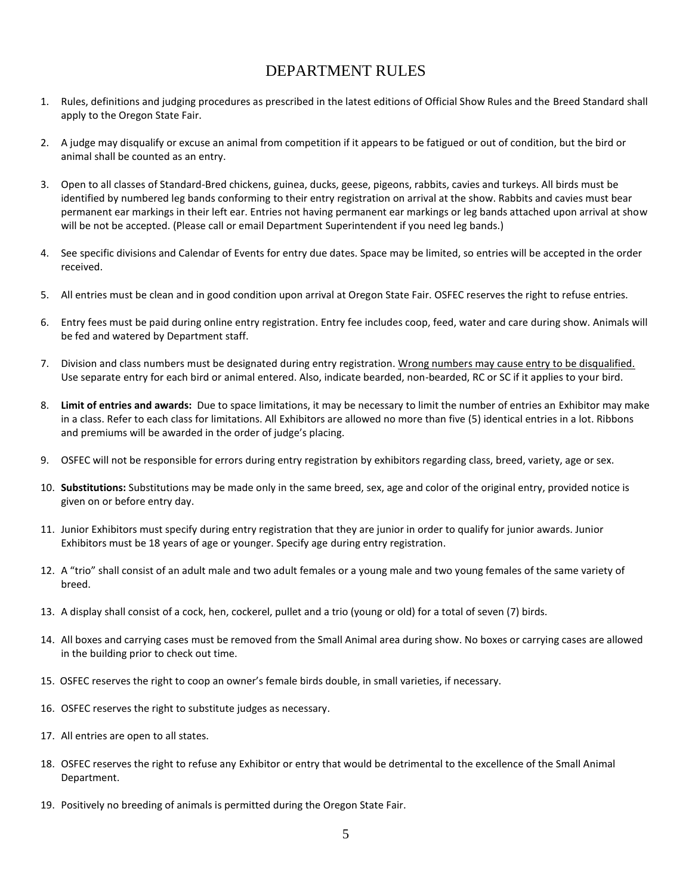# DEPARTMENT RULES

1. Rules, definitions and judging procedures as prescribed in the latest editions of Official Show Rules and the Breed Standard shall apply to the Oregon State Fair.

2. A judge may disqualify or excuse an animal from competition if it appears to be fatigued or out of condition, but the bird or animal shall be counted as an entry.

3. Open to all classes of Standard-Bred chickens, guinea, ducks, geese, pigeons, rabbits, cavies and turkeys. All birds must be identified by numbered leg bands conforming to their entry registration on arrival at the show. Rabbits and cavies must bear permanent ear markings in their left ear. Entries not having permanent ear markings or leg bands attached upon arrival at show will be not be accepted. (Please call or email Department Superintendent if you need leg bands.)

4. See specific divisions and Calendar of Events for entry due dates. Space may be limited, so entries will be accepted in the order received.

5. All entries must be clean and in good condition upon arrival at Oregon State Fair. OSFEC reserves the right to refuse entries.

6. Entry fees must be paid during online entry registration. Entry fee includes coop, feed, water and care during show. Animals will be fed and watered by Department staff.

7. Division and class numbers must be designated during entry registration. <u>Wrong numbers may cause entry to be disqualified.</u> Use separate entry for each bird or animal entered. Also, indicate bearded, non-bearded, RC or SC if it applies to your bird.

8. **Limit of entries and awards:** Due to space limitations, it may be necessary to limit the number of entries an Exhibitor may make in a class. Refer to each class for limitations. All Exhibitors are allowed no more than five (5) identical entries in a lot. Ribbons and premiums will be awarded in the order of judge's placing.

9. OSFEC will not be responsible for errors during entry registration by exhibitors regarding class, breed, variety, age or sex.

10. **Substitutions:** Substitutions may be made only in the same breed, sex, age and color of the original entry, provided notice is given on or before entry day.

11. Junior Exhibitors must specify during entry registration that they are junior in order to qualify for junior awards. Junior Exhibitors must be 18 years of age or younger. Specify age during entry registration.

12. A "trio" shall consist of an adult male and two adult females or a young male and two young females of the same variety of breed.

13. A display shall consist of a cock, hen, cockerel, pullet and a trio (young or old) for a total of seven (7) birds.

14. All boxes and carrying cases must be removed from the Small Animal area during show. No boxes or carrying cases are allowed in the building prior to check out time.

15. OSFEC reserves the right to coop an owner's female birds double, in small varieties, if necessary.

16. OSFEC reserves the right to substitute judges as necessary.

17. All entries are open to all states.

18. OSFEC reserves the right to refuse any Exhibitor or entry that would be detrimental to the excellence of the Small Animal Department.

19. Positively no breeding of animals is permitted during the Oregon State Fair.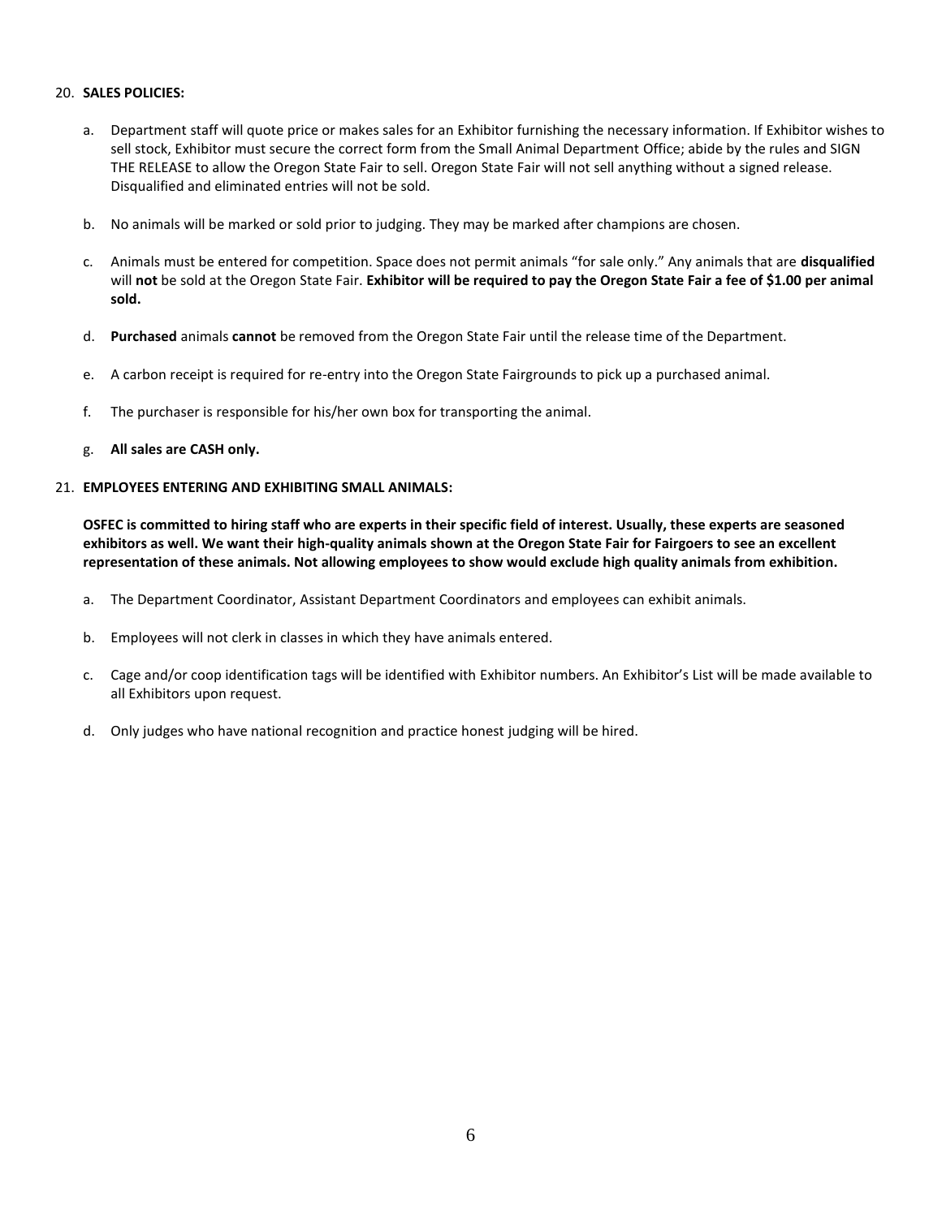20. **SALES POLICIES:**

    a. Department staff will quote price or makes sales for an Exhibitor furnishing the necessary information. If Exhibitor wishes to sell stock, Exhibitor must secure the correct form from the Small Animal Department Office; abide by the rules and SIGN THE RELEASE to allow the Oregon State Fair to sell. Oregon State Fair will not sell anything without a signed release. Disqualified and eliminated entries will not be sold.

    b. No animals will be marked or sold prior to judging. They may be marked after champions are chosen.

    c. Animals must be entered for competition. Space does not permit animals "for sale only." Any animals that are **disqualified** will **not** be sold at the Oregon State Fair. **Exhibitor will be required to pay the Oregon State Fair a fee of $1.00 per animal sold.**

    d. **Purchased** animals **cannot** be removed from the Oregon State Fair until the release time of the Department.

    e. A carbon receipt is required for re-entry into the Oregon State Fairgrounds to pick up a purchased animal.

    f. The purchaser is responsible for his/her own box for transporting the animal.

    g. **All sales are CASH only.**

21. **EMPLOYEES ENTERING AND EXHIBITING SMALL ANIMALS:**

    **OSFEC is committed to hiring staff who are experts in their specific field of interest. Usually, these experts are seasoned exhibitors as well. We want their high-quality animals shown at the Oregon State Fair for Fairgoers to see an excellent representation of these animals. Not allowing employees to show would exclude high quality animals from exhibition.**

    a. The Department Coordinator, Assistant Department Coordinators and employees can exhibit animals.

    b. Employees will not clerk in classes in which they have animals entered.

    c. Cage and/or coop identification tags will be identified with Exhibitor numbers. An Exhibitor's List will be made available to all Exhibitors upon request.

    d. Only judges who have national recognition and practice honest judging will be hired.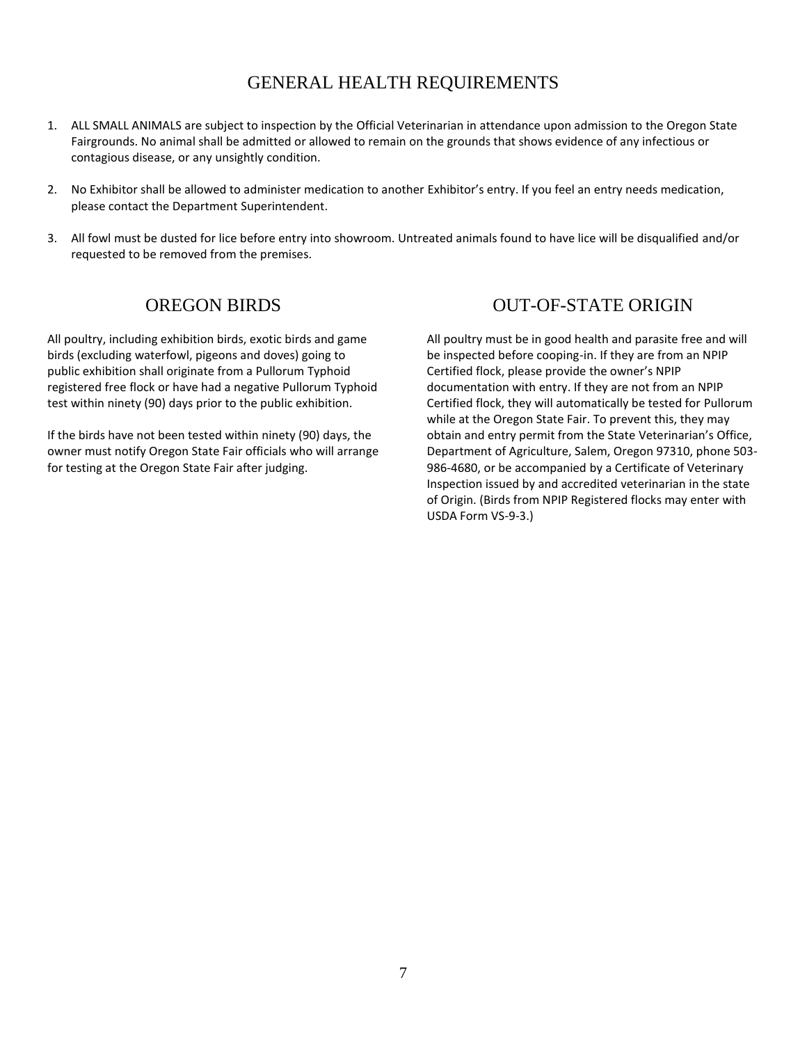# GENERAL HEALTH REQUIREMENTS

1. ALL SMALL ANIMALS are subject to inspection by the Official Veterinarian in attendance upon admission to the Oregon State Fairgrounds. No animal shall be admitted or allowed to remain on the grounds that shows evidence of any infectious or contagious disease, or any unsightly condition.

2. No Exhibitor shall be allowed to administer medication to another Exhibitor's entry. If you feel an entry needs medication, please contact the Department Superintendent.

3. All fowl must be dusted for lice before entry into showroom. Untreated animals found to have lice will be disqualified and/or requested to be removed from the premises.

## OREGON BIRDS

All poultry, including exhibition birds, exotic birds and game birds (excluding waterfowl, pigeons and doves) going to public exhibition shall originate from a Pullorum Typhoid registered free flock or have had a negative Pullorum Typhoid test within ninety (90) days prior to the public exhibition.

If the birds have not been tested within ninety (90) days, the owner must notify Oregon State Fair officials who will arrange for testing at the Oregon State Fair after judging.

## OUT-OF-STATE ORIGIN

All poultry must be in good health and parasite free and will be inspected before cooping-in. If they are from an NPIP Certified flock, please provide the owner's NPIP documentation with entry. If they are not from an NPIP Certified flock, they will automatically be tested for Pullorum while at the Oregon State Fair. To prevent this, they may obtain and entry permit from the State Veterinarian's Office, Department of Agriculture, Salem, Oregon 97310, phone 503-986-4680, or be accompanied by a Certificate of Veterinary Inspection issued by and accredited veterinarian in the state of Origin. (Birds from NPIP Registered flocks may enter with USDA Form VS-9-3.)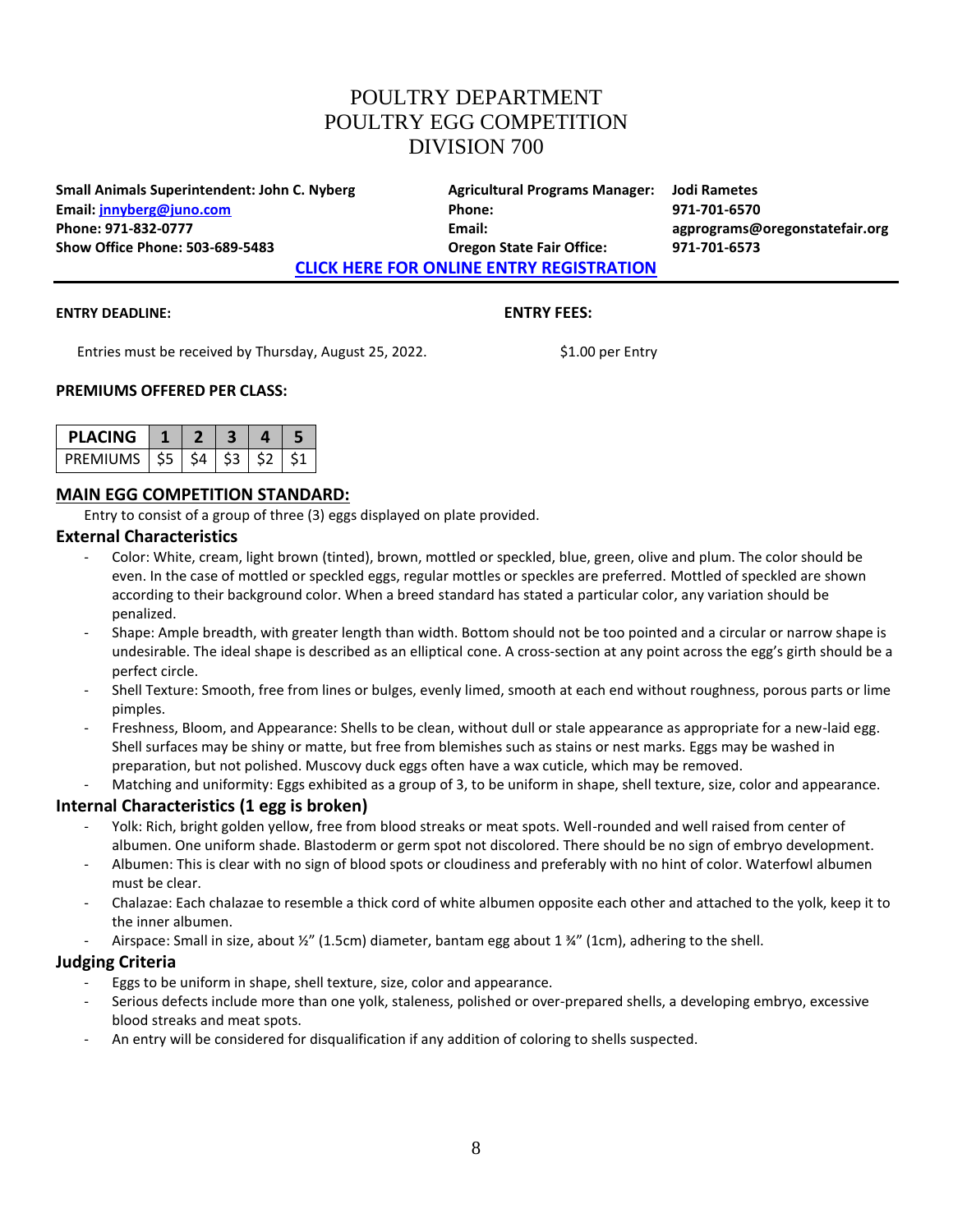# POULTRY DEPARTMENT
# POULTRY EGG COMPETITION
# DIVISION 700

**Small Animals Superintendent: John C. Nyberg**
**Email: jnnyberg@juno.com**
**Phone: 971-832-0777**
**Show Office Phone: 503-689-5483**

**Agricultural Programs Manager:** **Jodi Rametes**
**Phone:** **971-701-6570**
**Email:** **agprograms@oregonstatefair.org**
**Oregon State Fair Office:** **971-701-6573**

**CLICK HERE FOR ONLINE ENTRY REGISTRATION**

**ENTRY DEADLINE:**

Entries must be received by Thursday, August 25, 2022.

**ENTRY FEES:**

$1.00 per Entry

**PREMIUMS OFFERED PER CLASS:**

| PLACING | 1 | 2 | 3 | 4 | 5 |
|---|---|---|---|---|---|
| PREMIUMS | $5 | $4 | $3 | $2 | $1 |

## MAIN EGG COMPETITION STANDARD:

Entry to consist of a group of three (3) eggs displayed on plate provided.

### External Characteristics

- Color: White, cream, light brown (tinted), brown, mottled or speckled, blue, green, olive and plum. The color should be even. In the case of mottled or speckled eggs, regular mottles or speckles are preferred. Mottled of speckled are shown according to their background color. When a breed standard has stated a particular color, any variation should be penalized.
- Shape: Ample breadth, with greater length than width. Bottom should not be too pointed and a circular or narrow shape is undesirable. The ideal shape is described as an elliptical cone. A cross-section at any point across the egg's girth should be a perfect circle.
- Shell Texture: Smooth, free from lines or bulges, evenly limed, smooth at each end without roughness, porous parts or lime pimples.
- Freshness, Bloom, and Appearance: Shells to be clean, without dull or stale appearance as appropriate for a new-laid egg. Shell surfaces may be shiny or matte, but free from blemishes such as stains or nest marks. Eggs may be washed in preparation, but not polished. Muscovy duck eggs often have a wax cuticle, which may be removed.
- Matching and uniformity: Eggs exhibited as a group of 3, to be uniform in shape, shell texture, size, color and appearance.

### Internal Characteristics (1 egg is broken)

- Yolk: Rich, bright golden yellow, free from blood streaks or meat spots. Well-rounded and well raised from center of albumen. One uniform shade. Blastoderm or germ spot not discolored. There should be no sign of embryo development.
- Albumen: This is clear with no sign of blood spots or cloudiness and preferably with no hint of color. Waterfowl albumen must be clear.
- Chalazae: Each chalazae to resemble a thick cord of white albumen opposite each other and attached to the yolk, keep it to the inner albumen.
- Airspace: Small in size, about ½" (1.5cm) diameter, bantam egg about 1 ¾" (1cm), adhering to the shell.

### Judging Criteria

- Eggs to be uniform in shape, shell texture, size, color and appearance.
- Serious defects include more than one yolk, staleness, polished or over-prepared shells, a developing embryo, excessive blood streaks and meat spots.
- An entry will be considered for disqualification if any addition of coloring to shells suspected.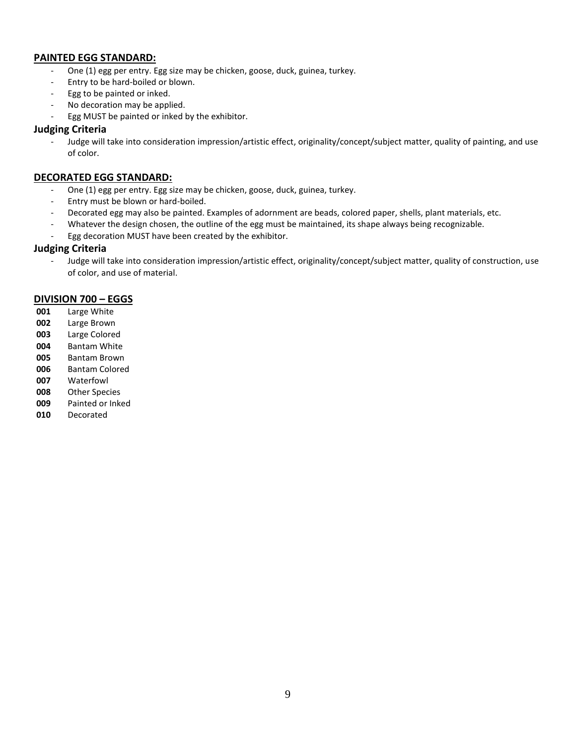## PAINTED EGG STANDARD:

- One (1) egg per entry. Egg size may be chicken, goose, duck, guinea, turkey.
- Entry to be hard-boiled or blown.
- Egg to be painted or inked.
- No decoration may be applied.
- Egg MUST be painted or inked by the exhibitor.

### Judging Criteria

- Judge will take into consideration impression/artistic effect, originality/concept/subject matter, quality of painting, and use of color.

## DECORATED EGG STANDARD:

- One (1) egg per entry. Egg size may be chicken, goose, duck, guinea, turkey.
- Entry must be blown or hard-boiled.
- Decorated egg may also be painted. Examples of adornment are beads, colored paper, shells, plant materials, etc.
- Whatever the design chosen, the outline of the egg must be maintained, its shape always being recognizable.
- Egg decoration MUST have been created by the exhibitor.

### Judging Criteria

- Judge will take into consideration impression/artistic effect, originality/concept/subject matter, quality of construction, use of color, and use of material.

## DIVISION 700 – EGGS

**001** Large White
**002** Large Brown
**003** Large Colored
**004** Bantam White
**005** Bantam Brown
**006** Bantam Colored
**007** Waterfowl
**008** Other Species
**009** Painted or Inked
**010** Decorated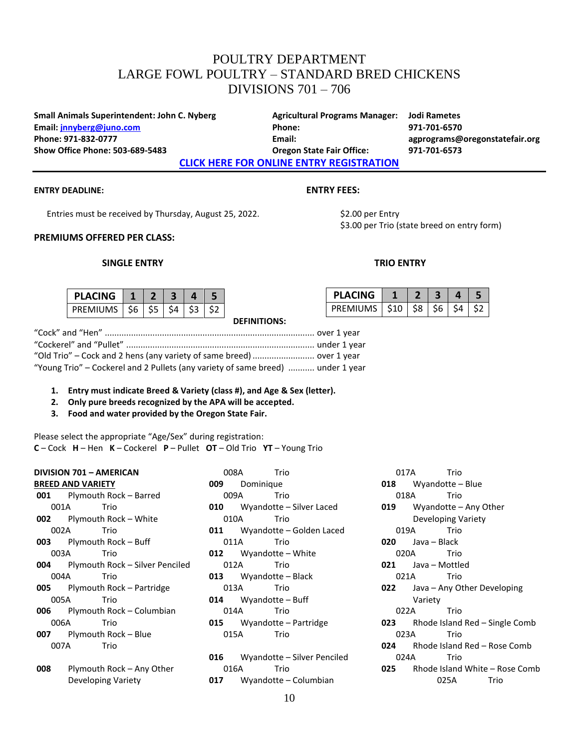# POULTRY DEPARTMENT
# LARGE FOWL POULTRY – STANDARD BRED CHICKENS
# DIVISIONS 701 – 706

**Small Animals Superintendent: John C. Nyberg**
**Email: jnnyberg@juno.com**
**Phone: 971-832-0777**
**Show Office Phone: 503-689-5483**

**Agricultural Programs Manager: Jodi Rametes**
**Phone: 971-701-6570**
**Email: agprograms@oregonstatefair.org**
**Oregon State Fair Office: 971-701-6573**

**CLICK HERE FOR ONLINE ENTRY REGISTRATION**

**ENTRY DEADLINE:**

Entries must be received by Thursday, August 25, 2022.

**ENTRY FEES:**

$2.00 per Entry
$3.00 per Trio (state breed on entry form)

**PREMIUMS OFFERED PER CLASS:**

**SINGLE ENTRY**

| PLACING | 1 | 2 | 3 | 4 | 5 |
|---|---|---|---|---|---|
| PREMIUMS | $6 | $5 | $4 | $3 | $2 |

**TRIO ENTRY**

| PLACING | 1 | 2 | 3 | 4 | 5 |
|---|---|---|---|---|---|
| PREMIUMS | $10 | $8 | $6 | $4 | $2 |

**DEFINITIONS:**

"Cock" and "Hen" ...................................................................................... over 1 year
"Cockerel" and "Pullet" .............................................................................. under 1 year
"Old Trio" – Cock and 2 hens (any variety of same breed) ......................... over 1 year
"Young Trio" – Cockerel and 2 Pullets (any variety of same breed) ........... under 1 year

1. **Entry must indicate Breed & Variety (class #), and Age & Sex (letter).**
2. **Only pure breeds recognized by the APA will be accepted.**
3. **Food and water provided by the Oregon State Fair.**

Please select the appropriate "Age/Sex" during registration:
**C** – Cock **H** – Hen **K** – Cockerel **P** – Pullet **OT** – Old Trio **YT** – Young Trio

**DIVISION 701 – AMERICAN**

**BREED AND VARIETY**

**001** Plymouth Rock – Barred
001A Trio
**002** Plymouth Rock – White
002A Trio
**003** Plymouth Rock – Buff
003A Trio
**004** Plymouth Rock – Silver Penciled
004A Trio
**005** Plymouth Rock – Partridge
005A Trio
**006** Plymouth Rock – Columbian
006A Trio
**007** Plymouth Rock – Blue
007A Trio
**008** Plymouth Rock – Any Other Developing Variety
008A Trio
**009** Dominique
009A Trio
**010** Wyandotte – Silver Laced
010A Trio
**011** Wyandotte – Golden Laced
011A Trio
**012** Wyandotte – White
012A Trio
**013** Wyandotte – Black
013A Trio
**014** Wyandotte – Buff
014A Trio
**015** Wyandotte – Partridge
015A Trio
**016** Wyandotte – Silver Penciled
016A Trio
**017** Wyandotte – Columbian
017A Trio
**018** Wyandotte – Blue
018A Trio
**019** Wyandotte – Any Other Developing Variety
019A Trio
**020** Java – Black
020A Trio
**021** Java – Mottled
021A Trio
**022** Java – Any Other Developing Variety
022A Trio
**023** Rhode Island Red – Single Comb
023A Trio
**024** Rhode Island Red – Rose Comb
024A Trio
**025** Rhode Island White – Rose Comb
025A Trio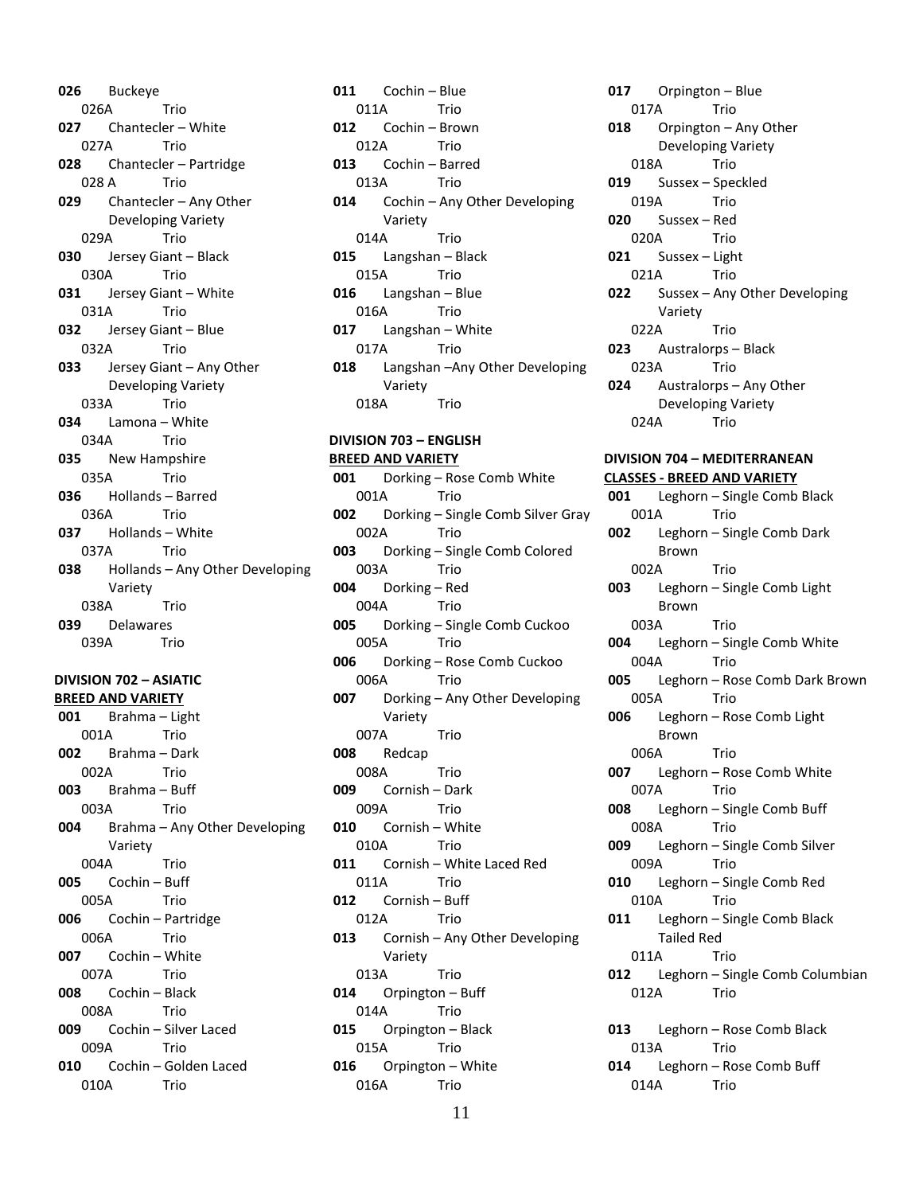**026** Buckeye
026A Trio
**027** Chantecler – White
027A Trio
**028** Chantecler – Partridge
028 A Trio
**029** Chantecler – Any Other Developing Variety
029A Trio
**030** Jersey Giant – Black
030A Trio
**031** Jersey Giant – White
031A Trio
**032** Jersey Giant – Blue
032A Trio
**033** Jersey Giant – Any Other Developing Variety
033A Trio
**034** Lamona – White
034A Trio
**035** New Hampshire
035A Trio
**036** Hollands – Barred
036A Trio
**037** Hollands – White
037A Trio
**038** Hollands – Any Other Developing Variety
038A Trio
**039** Delawares
039A Trio

**DIVISION 702 – ASIATIC**
**BREED AND VARIETY**

**001** Brahma – Light
001A Trio
**002** Brahma – Dark
002A Trio
**003** Brahma – Buff
003A Trio
**004** Brahma – Any Other Developing Variety
004A Trio
**005** Cochin – Buff
005A Trio
**006** Cochin – Partridge
006A Trio
**007** Cochin – White
007A Trio
**008** Cochin – Black
008A Trio
**009** Cochin – Silver Laced
009A Trio
**010** Cochin – Golden Laced
010A Trio
**011** Cochin – Blue
011A Trio
**012** Cochin – Brown
012A Trio
**013** Cochin – Barred
013A Trio
**014** Cochin – Any Other Developing Variety
014A Trio
**015** Langshan – Black
015A Trio
**016** Langshan – Blue
016A Trio
**017** Langshan – White
017A Trio
**018** Langshan –Any Other Developing Variety
018A Trio

**DIVISION 703 – ENGLISH**
**BREED AND VARIETY**

**001** Dorking – Rose Comb White
001A Trio
**002** Dorking – Single Comb Silver Gray
002A Trio
**003** Dorking – Single Comb Colored
003A Trio
**004** Dorking – Red
004A Trio
**005** Dorking – Single Comb Cuckoo
005A Trio
**006** Dorking – Rose Comb Cuckoo
006A Trio
**007** Dorking – Any Other Developing Variety
007A Trio
**008** Redcap
008A Trio
**009** Cornish – Dark
009A Trio
**010** Cornish – White
010A Trio
**011** Cornish – White Laced Red
011A Trio
**012** Cornish – Buff
012A Trio
**013** Cornish – Any Other Developing Variety
013A Trio
**014** Orpington – Buff
014A Trio
**015** Orpington – Black
015A Trio
**016** Orpington – White
016A Trio
**017** Orpington – Blue
017A Trio
**018** Orpington – Any Other Developing Variety
018A Trio
**019** Sussex – Speckled
019A Trio
**020** Sussex – Red
020A Trio
**021** Sussex – Light
021A Trio
**022** Sussex – Any Other Developing Variety
022A Trio
**023** Australorps – Black
023A Trio
**024** Australorps – Any Other Developing Variety
024A Trio

**DIVISION 704 – MEDITERRANEAN**
**CLASSES - BREED AND VARIETY**

**001** Leghorn – Single Comb Black
001A Trio
**002** Leghorn – Single Comb Dark Brown
002A Trio
**003** Leghorn – Single Comb Light Brown
003A Trio
**004** Leghorn – Single Comb White
004A Trio
**005** Leghorn – Rose Comb Dark Brown
005A Trio
**006** Leghorn – Rose Comb Light Brown
006A Trio
**007** Leghorn – Rose Comb White
007A Trio
**008** Leghorn – Single Comb Buff
008A Trio
**009** Leghorn – Single Comb Silver
009A Trio
**010** Leghorn – Single Comb Red
010A Trio
**011** Leghorn – Single Comb Black Tailed Red
011A Trio
**012** Leghorn – Single Comb Columbian
012A Trio

**013** Leghorn – Rose Comb Black
013A Trio
**014** Leghorn – Rose Comb Buff
014A Trio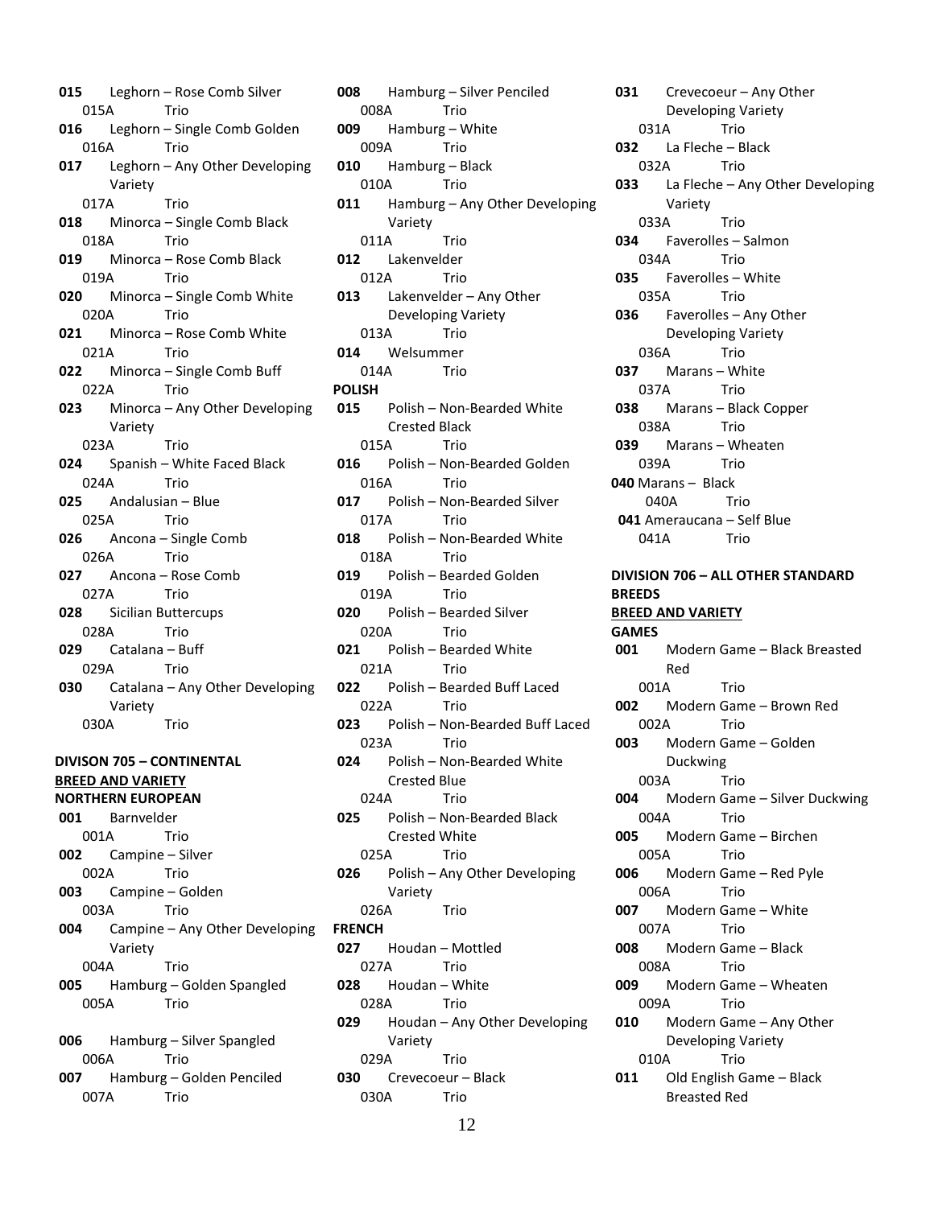**015** Leghorn – Rose Comb Silver
  015A Trio
**016** Leghorn – Single Comb Golden
  016A Trio
**017** Leghorn – Any Other Developing Variety
  017A Trio
**018** Minorca – Single Comb Black
  018A Trio
**019** Minorca – Rose Comb Black
  019A Trio
**020** Minorca – Single Comb White
  020A Trio
**021** Minorca – Rose Comb White
  021A Trio
**022** Minorca – Single Comb Buff
  022A Trio
**023** Minorca – Any Other Developing Variety
  023A Trio
**024** Spanish – White Faced Black
  024A Trio
**025** Andalusian – Blue
  025A Trio
**026** Ancona – Single Comb
  026A Trio
**027** Ancona – Rose Comb
  027A Trio
**028** Sicilian Buttercups
  028A Trio
**029** Catalana – Buff
  029A Trio
**030** Catalana – Any Other Developing Variety
  030A Trio

**DIVISON 705 – CONTINENTAL**

**BREED AND VARIETY**

**NORTHERN EUROPEAN**

**001** Barnvelder
  001A Trio
**002** Campine – Silver
  002A Trio
**003** Campine – Golden
  003A Trio
**004** Campine – Any Other Developing Variety
  004A Trio
**005** Hamburg – Golden Spangled
  005A Trio

**006** Hamburg – Silver Spangled
  006A Trio
**007** Hamburg – Golden Penciled
  007A Trio
**008** Hamburg – Silver Penciled
  008A Trio
**009** Hamburg – White
  009A Trio
**010** Hamburg – Black
  010A Trio
**011** Hamburg – Any Other Developing Variety
  011A Trio
**012** Lakenvelder
  012A Trio
**013** Lakenvelder – Any Other Developing Variety
  013A Trio
**014** Welsummer
  014A Trio

**POLISH**

**015** Polish – Non-Bearded White Crested Black
  015A Trio
**016** Polish – Non-Bearded Golden
  016A Trio
**017** Polish – Non-Bearded Silver
  017A Trio
**018** Polish – Non-Bearded White
  018A Trio
**019** Polish – Bearded Golden
  019A Trio
**020** Polish – Bearded Silver
  020A Trio
**021** Polish – Bearded White
  021A Trio
**022** Polish – Bearded Buff Laced
  022A Trio
**023** Polish – Non-Bearded Buff Laced
  023A Trio
**024** Polish – Non-Bearded White Crested Blue
  024A Trio
**025** Polish – Non-Bearded Black Crested White
  025A Trio
**026** Polish – Any Other Developing Variety
  026A Trio

**FRENCH**

**027** Houdan – Mottled
  027A Trio
**028** Houdan – White
  028A Trio
**029** Houdan – Any Other Developing Variety
  029A Trio
**030** Crevecoeur – Black
  030A Trio
**031** Crevecoeur – Any Other Developing Variety
  031A Trio
**032** La Fleche – Black
  032A Trio
**033** La Fleche – Any Other Developing Variety
  033A Trio
**034** Faverolles – Salmon
  034A Trio
**035** Faverolles – White
  035A Trio
**036** Faverolles – Any Other Developing Variety
  036A Trio
**037** Marans – White
  037A Trio
**038** Marans – Black Copper
  038A Trio
**039** Marans – Wheaten
  039A Trio
**040** Marans – Black
  040A Trio
**041** Ameraucana – Self Blue
  041A Trio

**DIVISION 706 – ALL OTHER STANDARD BREEDS**

**BREED AND VARIETY**

**GAMES**

**001** Modern Game – Black Breasted Red
  001A Trio
**002** Modern Game – Brown Red
  002A Trio
**003** Modern Game – Golden Duckwing
  003A Trio
**004** Modern Game – Silver Duckwing
  004A Trio
**005** Modern Game – Birchen
  005A Trio
**006** Modern Game – Red Pyle
  006A Trio
**007** Modern Game – White
  007A Trio
**008** Modern Game – Black
  008A Trio
**009** Modern Game – Wheaten
  009A Trio
**010** Modern Game – Any Other Developing Variety
  010A Trio
**011** Old English Game – Black Breasted Red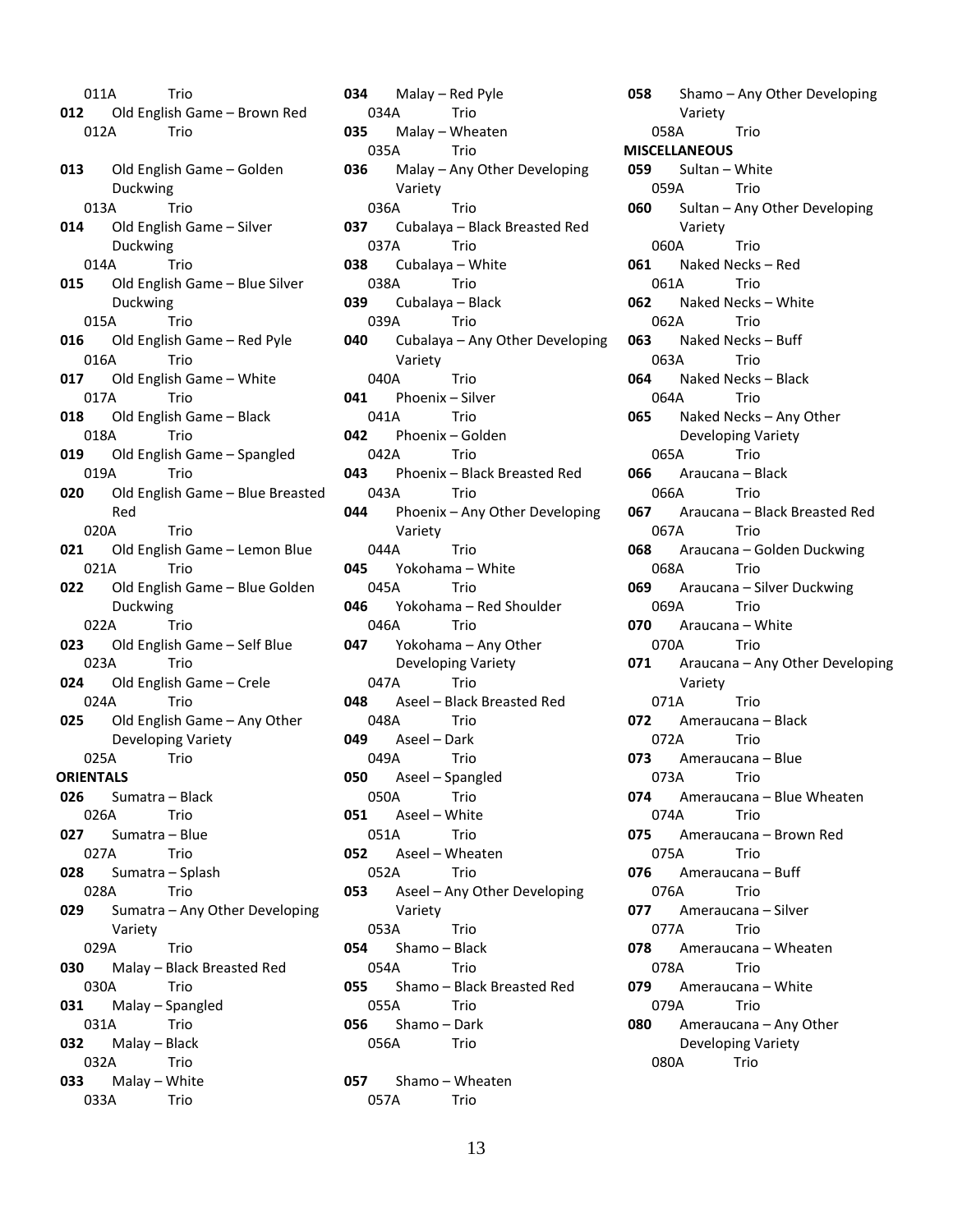011A Trio

**012** Old English Game – Brown Red
012A Trio

**013** Old English Game – Golden Duckwing
013A Trio

**014** Old English Game – Silver Duckwing
014A Trio

**015** Old English Game – Blue Silver Duckwing
015A Trio

**016** Old English Game – Red Pyle
016A Trio

**017** Old English Game – White
017A Trio

**018** Old English Game – Black
018A Trio

**019** Old English Game – Spangled
019A Trio

**020** Old English Game – Blue Breasted Red
020A Trio

**021** Old English Game – Lemon Blue
021A Trio

**022** Old English Game – Blue Golden Duckwing
022A Trio

**023** Old English Game – Self Blue
023A Trio

**024** Old English Game – Crele
024A Trio

**025** Old English Game – Any Other Developing Variety
025A Trio

**ORIENTALS**

**026** Sumatra – Black
026A Trio

**027** Sumatra – Blue
027A Trio

**028** Sumatra – Splash
028A Trio

**029** Sumatra – Any Other Developing Variety
029A Trio

**030** Malay – Black Breasted Red
030A Trio

**031** Malay – Spangled
031A Trio

**032** Malay – Black
032A Trio

**033** Malay – White
033A Trio

**034** Malay – Red Pyle
034A Trio

**035** Malay – Wheaten
035A Trio

**036** Malay – Any Other Developing Variety
036A Trio

**037** Cubalaya – Black Breasted Red
037A Trio

**038** Cubalaya – White
038A Trio

**039** Cubalaya – Black
039A Trio

**040** Cubalaya – Any Other Developing Variety
040A Trio

**041** Phoenix – Silver
041A Trio

**042** Phoenix – Golden
042A Trio

**043** Phoenix – Black Breasted Red
043A Trio

**044** Phoenix – Any Other Developing Variety
044A Trio

**045** Yokohama – White
045A Trio

**046** Yokohama – Red Shoulder
046A Trio

**047** Yokohama – Any Other Developing Variety
047A Trio

**048** Aseel – Black Breasted Red
048A Trio

**049** Aseel – Dark
049A Trio

**050** Aseel – Spangled
050A Trio

**051** Aseel – White
051A Trio

**052** Aseel – Wheaten
052A Trio

**053** Aseel – Any Other Developing Variety
053A Trio

**054** Shamo – Black
054A Trio

**055** Shamo – Black Breasted Red
055A Trio

**056** Shamo – Dark
056A Trio

**057** Shamo – Wheaten
057A Trio

**058** Shamo – Any Other Developing Variety
058A Trio

**MISCELLANEOUS**

**059** Sultan – White
059A Trio

**060** Sultan – Any Other Developing Variety
060A Trio

**061** Naked Necks – Red
061A Trio

**062** Naked Necks – White
062A Trio

**063** Naked Necks – Buff
063A Trio

**064** Naked Necks – Black
064A Trio

**065** Naked Necks – Any Other Developing Variety
065A Trio

**066** Araucana – Black
066A Trio

**067** Araucana – Black Breasted Red
067A Trio

**068** Araucana – Golden Duckwing
068A Trio

**069** Araucana – Silver Duckwing
069A Trio

**070** Araucana – White
070A Trio

**071** Araucana – Any Other Developing Variety
071A Trio

**072** Ameraucana – Black
072A Trio

**073** Ameraucana – Blue
073A Trio

**074** Ameraucana – Blue Wheaten
074A Trio

**075** Ameraucana – Brown Red
075A Trio

**076** Ameraucana – Buff
076A Trio

**077** Ameraucana – Silver
077A Trio

**078** Ameraucana – Wheaten
078A Trio

**079** Ameraucana – White
079A Trio

**080** Ameraucana – Any Other Developing Variety
080A Trio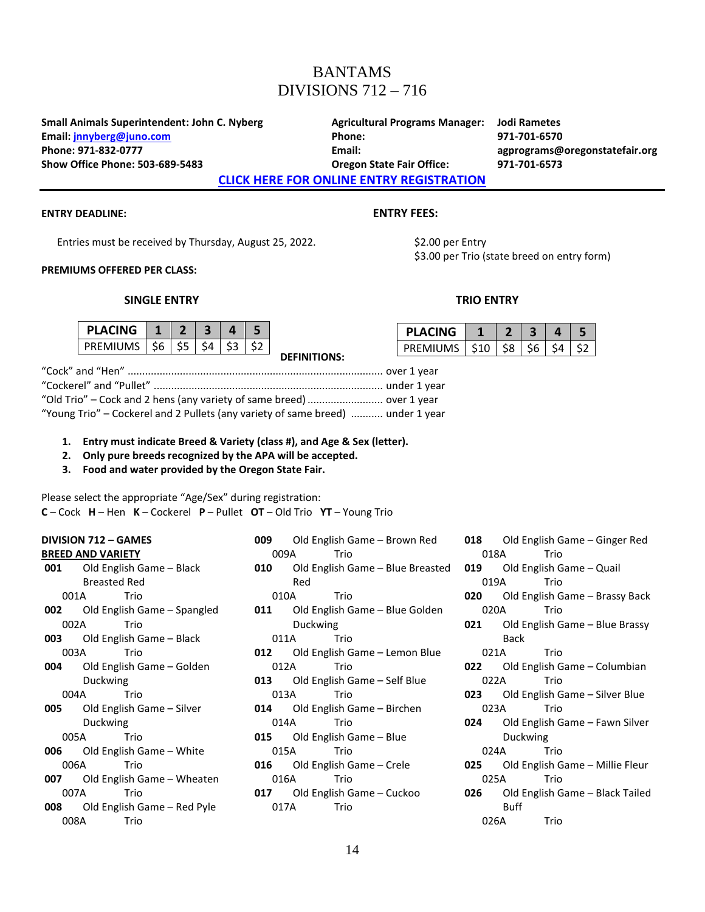# BANTAMS
# DIVISIONS 712 – 716

**Small Animals Superintendent: John C. Nyberg**
**Email: jnnyberg@juno.com**
**Phone: 971-832-0777**
**Show Office Phone: 503-689-5483**

**Agricultural Programs Manager: Jodi Rametes**
**Phone: 971-701-6570**
**Email: agprograms@oregonstatefair.org**
**Oregon State Fair Office: 971-701-6573**

**CLICK HERE FOR ONLINE ENTRY REGISTRATION**

---

**ENTRY DEADLINE:**

Entries must be received by Thursday, August 25, 2022.

**ENTRY FEES:**

$2.00 per Entry
$3.00 per Trio (state breed on entry form)

**PREMIUMS OFFERED PER CLASS:**

**SINGLE ENTRY**

| PLACING | 1 | 2 | 3 | 4 | 5 |
|---|---|---|---|---|---|
| PREMIUMS | $6 | $5 | $4 | $3 | $2 |

**TRIO ENTRY**

| PLACING | 1 | 2 | 3 | 4 | 5 |
|---|---|---|---|---|---|
| PREMIUMS | $10 | $8 | $6 | $4 | $2 |

**DEFINITIONS:**

"Cock" and "Hen" ........................................................................................ over 1 year
"Cockerel" and "Pullet" ................................................................................ under 1 year
"Old Trio" – Cock and 2 hens (any variety of same breed) ......................... over 1 year
"Young Trio" – Cockerel and 2 Pullets (any variety of same breed) ........... under 1 year

1. **Entry must indicate Breed & Variety (class #), and Age & Sex (letter).**
2. **Only pure breeds recognized by the APA will be accepted.**
3. **Food and water provided by the Oregon State Fair.**

Please select the appropriate "Age/Sex" during registration:
**C** – Cock **H** – Hen **K** – Cockerel **P** – Pullet **OT** – Old Trio **YT** – Young Trio

**DIVISION 712 – GAMES**
**BREED AND VARIETY**

**001** Old English Game – Black Breasted Red
001A Trio
**002** Old English Game – Spangled
002A Trio
**003** Old English Game – Black
003A Trio
**004** Old English Game – Golden Duckwing
004A Trio
**005** Old English Game – Silver Duckwing
005A Trio
**006** Old English Game – White
006A Trio
**007** Old English Game – Wheaten
007A Trio
**008** Old English Game – Red Pyle
008A Trio
**009** Old English Game – Brown Red
009A Trio
**010** Old English Game – Blue Breasted Red
010A Trio
**011** Old English Game – Blue Golden Duckwing
011A Trio
**012** Old English Game – Lemon Blue
012A Trio
**013** Old English Game – Self Blue
013A Trio
**014** Old English Game – Birchen
014A Trio
**015** Old English Game – Blue
015A Trio
**016** Old English Game – Crele
016A Trio
**017** Old English Game – Cuckoo
017A Trio
**018** Old English Game – Ginger Red
018A Trio
**019** Old English Game – Quail
019A Trio
**020** Old English Game – Brassy Back
020A Trio
**021** Old English Game – Blue Brassy Back
021A Trio
**022** Old English Game – Columbian
022A Trio
**023** Old English Game – Silver Blue
023A Trio
**024** Old English Game – Fawn Silver Duckwing
024A Trio
**025** Old English Game – Millie Fleur
025A Trio
**026** Old English Game – Black Tailed Buff
026A Trio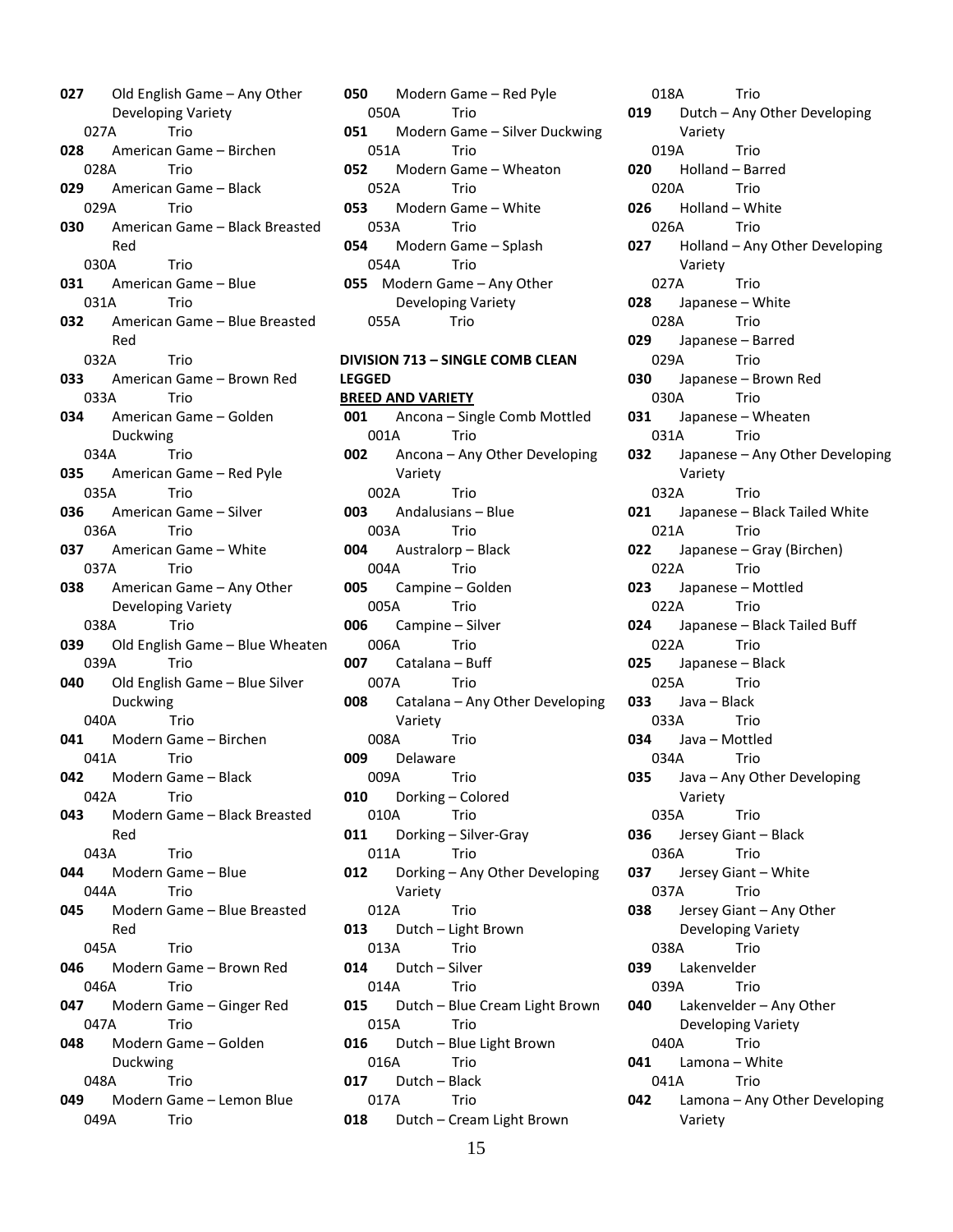**027** Old English Game – Any Other Developing Variety
027A Trio
**028** American Game – Birchen
028A Trio
**029** American Game – Black
029A Trio
**030** American Game – Black Breasted Red
030A Trio
**031** American Game – Blue
031A Trio
**032** American Game – Blue Breasted Red
032A Trio
**033** American Game – Brown Red
033A Trio
**034** American Game – Golden Duckwing
034A Trio
**035** American Game – Red Pyle
035A Trio
**036** American Game – Silver
036A Trio
**037** American Game – White
037A Trio
**038** American Game – Any Other Developing Variety
038A Trio
**039** Old English Game – Blue Wheaten
039A Trio
**040** Old English Game – Blue Silver Duckwing
040A Trio
**041** Modern Game – Birchen
041A Trio
**042** Modern Game – Black
042A Trio
**043** Modern Game – Black Breasted Red
043A Trio
**044** Modern Game – Blue
044A Trio
**045** Modern Game – Blue Breasted Red
045A Trio
**046** Modern Game – Brown Red
046A Trio
**047** Modern Game – Ginger Red
047A Trio
**048** Modern Game – Golden Duckwing
048A Trio
**049** Modern Game – Lemon Blue
049A Trio
**050** Modern Game – Red Pyle
050A Trio
**051** Modern Game – Silver Duckwing
051A Trio
**052** Modern Game – Wheaton
052A Trio
**053** Modern Game – White
053A Trio
**054** Modern Game – Splash
054A Trio
**055** Modern Game – Any Other Developing Variety
055A Trio

**DIVISION 713 – SINGLE COMB CLEAN LEGGED**

**BREED AND VARIETY**

**001** Ancona – Single Comb Mottled
001A Trio
**002** Ancona – Any Other Developing Variety
002A Trio
**003** Andalusians – Blue
003A Trio
**004** Australorp – Black
004A Trio
**005** Campine – Golden
005A Trio
**006** Campine – Silver
006A Trio
**007** Catalana – Buff
007A Trio
**008** Catalana – Any Other Developing Variety
008A Trio
**009** Delaware
009A Trio
**010** Dorking – Colored
010A Trio
**011** Dorking – Silver-Gray
011A Trio
**012** Dorking – Any Other Developing Variety
012A Trio
**013** Dutch – Light Brown
013A Trio
**014** Dutch – Silver
014A Trio
**015** Dutch – Blue Cream Light Brown
015A Trio
**016** Dutch – Blue Light Brown
016A Trio
**017** Dutch – Black
017A Trio
**018** Dutch – Cream Light Brown
018A Trio
**019** Dutch – Any Other Developing Variety
019A Trio
**020** Holland – Barred
020A Trio
**026** Holland – White
026A Trio
**027** Holland – Any Other Developing Variety
027A Trio
**028** Japanese – White
028A Trio
**029** Japanese – Barred
029A Trio
**030** Japanese – Brown Red
030A Trio
**031** Japanese – Wheaten
031A Trio
**032** Japanese – Any Other Developing Variety
032A Trio
**021** Japanese – Black Tailed White
021A Trio
**022** Japanese – Gray (Birchen)
022A Trio
**023** Japanese – Mottled
022A Trio
**024** Japanese – Black Tailed Buff
022A Trio
**025** Japanese – Black
025A Trio
**033** Java – Black
033A Trio
**034** Java – Mottled
034A Trio
**035** Java – Any Other Developing Variety
035A Trio
**036** Jersey Giant – Black
036A Trio
**037** Jersey Giant – White
037A Trio
**038** Jersey Giant – Any Other Developing Variety
038A Trio
**039** Lakenvelder
039A Trio
**040** Lakenvelder – Any Other Developing Variety
040A Trio
**041** Lamona – White
041A Trio
**042** Lamona – Any Other Developing Variety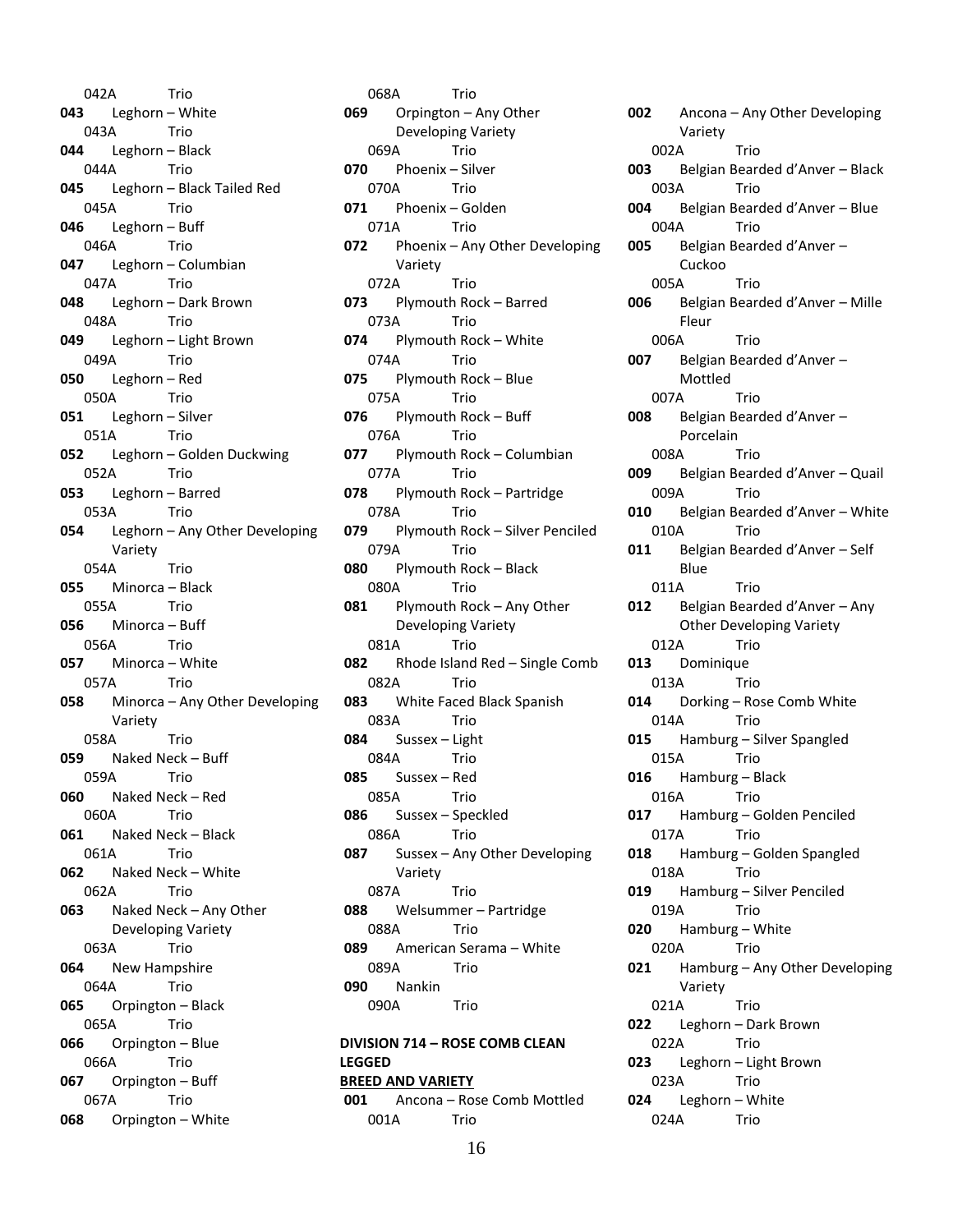042A Trio
**043** Leghorn – White
043A Trio
**044** Leghorn – Black
044A Trio
**045** Leghorn – Black Tailed Red
045A Trio
**046** Leghorn – Buff
046A Trio
**047** Leghorn – Columbian
047A Trio
**048** Leghorn – Dark Brown
048A Trio
**049** Leghorn – Light Brown
049A Trio
**050** Leghorn – Red
050A Trio
**051** Leghorn – Silver
051A Trio
**052** Leghorn – Golden Duckwing
052A Trio
**053** Leghorn – Barred
053A Trio
**054** Leghorn – Any Other Developing Variety
054A Trio
**055** Minorca – Black
055A Trio
**056** Minorca – Buff
056A Trio
**057** Minorca – White
057A Trio
**058** Minorca – Any Other Developing Variety
058A Trio
**059** Naked Neck – Buff
059A Trio
**060** Naked Neck – Red
060A Trio
**061** Naked Neck – Black
061A Trio
**062** Naked Neck – White
062A Trio
**063** Naked Neck – Any Other Developing Variety
063A Trio
**064** New Hampshire
064A Trio
**065** Orpington – Black
065A Trio
**066** Orpington – Blue
066A Trio
**067** Orpington – Buff
067A Trio
**068** Orpington – White
068A Trio
**069** Orpington – Any Other Developing Variety
069A Trio
**070** Phoenix – Silver
070A Trio
**071** Phoenix – Golden
071A Trio
**072** Phoenix – Any Other Developing Variety
072A Trio
**073** Plymouth Rock – Barred
073A Trio
**074** Plymouth Rock – White
074A Trio
**075** Plymouth Rock – Blue
075A Trio
**076** Plymouth Rock – Buff
076A Trio
**077** Plymouth Rock – Columbian
077A Trio
**078** Plymouth Rock – Partridge
078A Trio
**079** Plymouth Rock – Silver Penciled
079A Trio
**080** Plymouth Rock – Black
080A Trio
**081** Plymouth Rock – Any Other Developing Variety
081A Trio
**082** Rhode Island Red – Single Comb
082A Trio
**083** White Faced Black Spanish
083A Trio
**084** Sussex – Light
084A Trio
**085** Sussex – Red
085A Trio
**086** Sussex – Speckled
086A Trio
**087** Sussex – Any Other Developing Variety
087A Trio
**088** Welsummer – Partridge
088A Trio
**089** American Serama – White
089A Trio
**090** Nankin
090A Trio

**DIVISION 714 – ROSE COMB CLEAN LEGGED**

**BREED AND VARIETY**

**001** Ancona – Rose Comb Mottled
001A Trio
**002** Ancona – Any Other Developing Variety
002A Trio
**003** Belgian Bearded d'Anver – Black
003A Trio
**004** Belgian Bearded d'Anver – Blue
004A Trio
**005** Belgian Bearded d'Anver – Cuckoo
005A Trio
**006** Belgian Bearded d'Anver – Mille Fleur
006A Trio
**007** Belgian Bearded d'Anver – Mottled
007A Trio
**008** Belgian Bearded d'Anver – Porcelain
008A Trio
**009** Belgian Bearded d'Anver – Quail
009A Trio
**010** Belgian Bearded d'Anver – White
010A Trio
**011** Belgian Bearded d'Anver – Self Blue
011A Trio
**012** Belgian Bearded d'Anver – Any Other Developing Variety
012A Trio
**013** Dominique
013A Trio
**014** Dorking – Rose Comb White
014A Trio
**015** Hamburg – Silver Spangled
015A Trio
**016** Hamburg – Black
016A Trio
**017** Hamburg – Golden Penciled
017A Trio
**018** Hamburg – Golden Spangled
018A Trio
**019** Hamburg – Silver Penciled
019A Trio
**020** Hamburg – White
020A Trio
**021** Hamburg – Any Other Developing Variety
021A Trio
**022** Leghorn – Dark Brown
022A Trio
**023** Leghorn – Light Brown
023A Trio
**024** Leghorn – White
024A Trio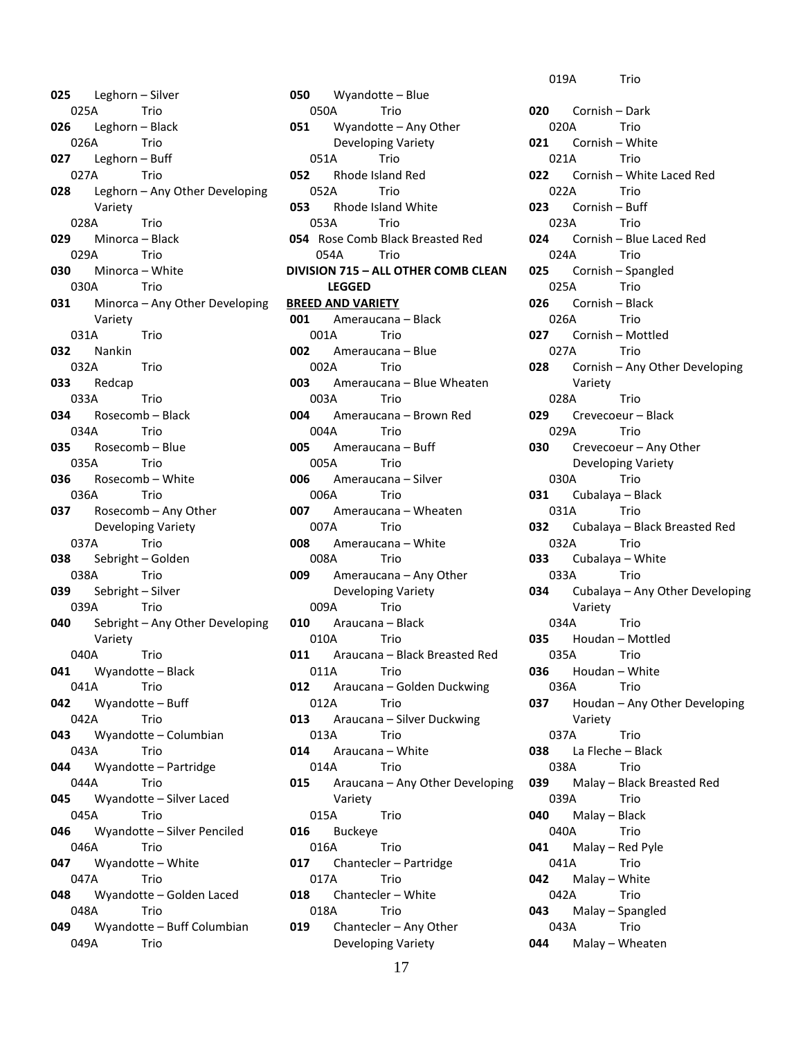**025** Leghorn – Silver
025A Trio
**026** Leghorn – Black
026A Trio
**027** Leghorn – Buff
027A Trio
**028** Leghorn – Any Other Developing Variety
028A Trio
**029** Minorca – Black
029A Trio
**030** Minorca – White
030A Trio
**031** Minorca – Any Other Developing Variety
031A Trio
**032** Nankin
032A Trio
**033** Redcap
033A Trio
**034** Rosecomb – Black
034A Trio
**035** Rosecomb – Blue
035A Trio
**036** Rosecomb – White
036A Trio
**037** Rosecomb – Any Other Developing Variety
037A Trio
**038** Sebright – Golden
038A Trio
**039** Sebright – Silver
039A Trio
**040** Sebright – Any Other Developing Variety
040A Trio
**041** Wyandotte – Black
041A Trio
**042** Wyandotte – Buff
042A Trio
**043** Wyandotte – Columbian
043A Trio
**044** Wyandotte – Partridge
044A Trio
**045** Wyandotte – Silver Laced
045A Trio
**046** Wyandotte – Silver Penciled
046A Trio
**047** Wyandotte – White
047A Trio
**048** Wyandotte – Golden Laced
048A Trio
**049** Wyandotte – Buff Columbian
049A Trio
**050** Wyandotte – Blue
050A Trio
**051** Wyandotte – Any Other Developing Variety
051A Trio
**052** Rhode Island Red
052A Trio
**053** Rhode Island White
053A Trio
**054** Rose Comb Black Breasted Red
054A Trio

**DIVISION 715 – ALL OTHER COMB CLEAN LEGGED**

**BREED AND VARIETY**

**001** Ameraucana – Black
001A Trio
**002** Ameraucana – Blue
002A Trio
**003** Ameraucana – Blue Wheaten
003A Trio
**004** Ameraucana – Brown Red
004A Trio
**005** Ameraucana – Buff
005A Trio
**006** Ameraucana – Silver
006A Trio
**007** Ameraucana – Wheaten
007A Trio
**008** Ameraucana – White
008A Trio
**009** Ameraucana – Any Other Developing Variety
009A Trio
**010** Araucana – Black
010A Trio
**011** Araucana – Black Breasted Red
011A Trio
**012** Araucana – Golden Duckwing
012A Trio
**013** Araucana – Silver Duckwing
013A Trio
**014** Araucana – White
014A Trio
**015** Araucana – Any Other Developing Variety
015A Trio
**016** Buckeye
016A Trio
**017** Chantecler – Partridge
017A Trio
**018** Chantecler – White
018A Trio
**019** Chantecler – Any Other Developing Variety
019A Trio
**020** Cornish – Dark
020A Trio
**021** Cornish – White
021A Trio
**022** Cornish – White Laced Red
022A Trio
**023** Cornish – Buff
023A Trio
**024** Cornish – Blue Laced Red
024A Trio
**025** Cornish – Spangled
025A Trio
**026** Cornish – Black
026A Trio
**027** Cornish – Mottled
027A Trio
**028** Cornish – Any Other Developing Variety
028A Trio
**029** Crevecoeur – Black
029A Trio
**030** Crevecoeur – Any Other Developing Variety
030A Trio
**031** Cubalaya – Black
031A Trio
**032** Cubalaya – Black Breasted Red
032A Trio
**033** Cubalaya – White
033A Trio
**034** Cubalaya – Any Other Developing Variety
034A Trio
**035** Houdan – Mottled
035A Trio
**036** Houdan – White
036A Trio
**037** Houdan – Any Other Developing Variety
037A Trio
**038** La Fleche – Black
038A Trio
**039** Malay – Black Breasted Red
039A Trio
**040** Malay – Black
040A Trio
**041** Malay – Red Pyle
041A Trio
**042** Malay – White
042A Trio
**043** Malay – Spangled
043A Trio
**044** Malay – Wheaten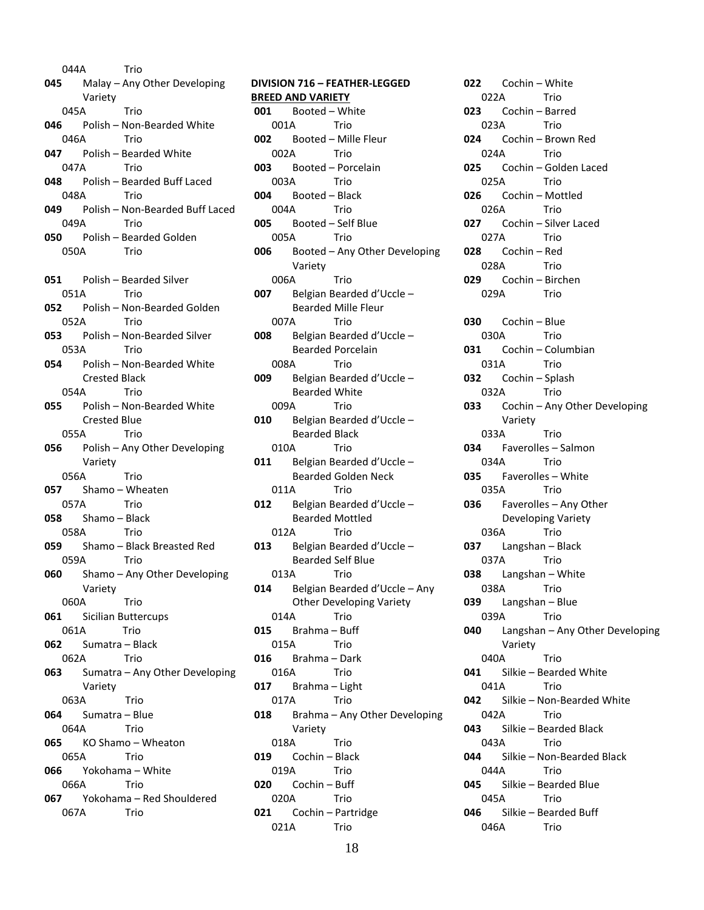044A Trio

**045** Malay – Any Other Developing Variety

045A Trio

**046** Polish – Non-Bearded White

046A Trio

**047** Polish – Bearded White

047A Trio

**048** Polish – Bearded Buff Laced

048A Trio

**049** Polish – Non-Bearded Buff Laced

049A Trio

**050** Polish – Bearded Golden

050A Trio

**051** Polish – Bearded Silver

051A Trio

**052** Polish – Non-Bearded Golden

052A Trio

**053** Polish – Non-Bearded Silver

053A Trio

**054** Polish – Non-Bearded White Crested Black

054A Trio

**055** Polish – Non-Bearded White Crested Blue

055A Trio

**056** Polish – Any Other Developing Variety

056A Trio

**057** Shamo – Wheaten

057A Trio

**058** Shamo – Black

058A Trio

**059** Shamo – Black Breasted Red

059A Trio

**060** Shamo – Any Other Developing Variety

060A Trio

**061** Sicilian Buttercups

061A Trio

**062** Sumatra – Black

062A Trio

**063** Sumatra – Any Other Developing Variety

063A Trio

**064** Sumatra – Blue

064A Trio

**065** KO Shamo – Wheaton

065A Trio

**066** Yokohama – White

066A Trio

**067** Yokohama – Red Shouldered

067A Trio

**DIVISION 716 – FEATHER-LEGGED**

**BREED AND VARIETY**

**001** Booted – White

001A Trio

**002** Booted – Mille Fleur

002A Trio

**003** Booted – Porcelain

003A Trio

**004** Booted – Black

004A Trio

**005** Booted – Self Blue

005A Trio

**006** Booted – Any Other Developing Variety

006A Trio

**007** Belgian Bearded d'Uccle – Bearded Mille Fleur

007A Trio

**008** Belgian Bearded d'Uccle – Bearded Porcelain

008A Trio

**009** Belgian Bearded d'Uccle – Bearded White

009A Trio

**010** Belgian Bearded d'Uccle – Bearded Black

010A Trio

**011** Belgian Bearded d'Uccle – Bearded Golden Neck

011A Trio

**012** Belgian Bearded d'Uccle – Bearded Mottled

012A Trio

**013** Belgian Bearded d'Uccle – Bearded Self Blue

013A Trio

**014** Belgian Bearded d'Uccle – Any Other Developing Variety

014A Trio

**015** Brahma – Buff

015A Trio

**016** Brahma – Dark

016A Trio

**017** Brahma – Light

017A Trio

**018** Brahma – Any Other Developing Variety

018A Trio

**019** Cochin – Black

019A Trio

**020** Cochin – Buff

020A Trio

**021** Cochin – Partridge

021A Trio

**022** Cochin – White

022A Trio

**023** Cochin – Barred

023A Trio

**024** Cochin – Brown Red

024A Trio

**025** Cochin – Golden Laced

025A Trio

**026** Cochin – Mottled

026A Trio

**027** Cochin – Silver Laced

027A Trio

**028** Cochin – Red

028A Trio

**029** Cochin – Birchen

029A Trio

**030** Cochin – Blue

030A Trio

**031** Cochin – Columbian

031A Trio

**032** Cochin – Splash

032A Trio

**033** Cochin – Any Other Developing Variety

033A Trio

**034** Faverolles – Salmon

034A Trio

**035** Faverolles – White

035A Trio

**036** Faverolles – Any Other Developing Variety

036A Trio

**037** Langshan – Black

037A Trio

**038** Langshan – White

038A Trio

**039** Langshan – Blue

039A Trio

**040** Langshan – Any Other Developing Variety

040A Trio

**041** Silkie – Bearded White

041A Trio

**042** Silkie – Non-Bearded White

042A Trio

**043** Silkie – Bearded Black

043A Trio

**044** Silkie – Non-Bearded Black

044A Trio

**045** Silkie – Bearded Blue

045A Trio

**046** Silkie – Bearded Buff

046A Trio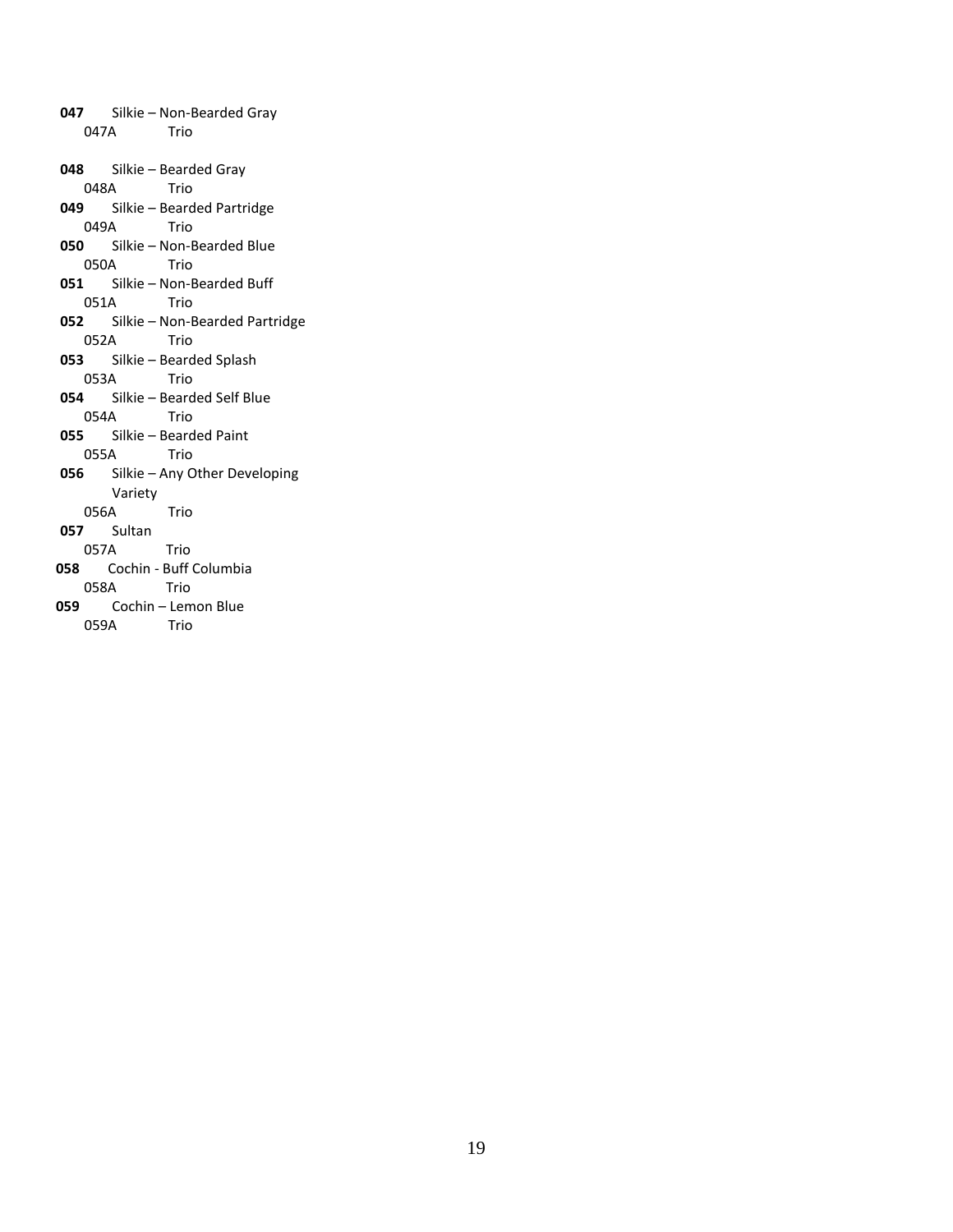**047** Silkie – Non-Bearded Gray
 047A Trio

**048** Silkie – Bearded Gray
 048A Trio

**049** Silkie – Bearded Partridge
 049A Trio

**050** Silkie – Non-Bearded Blue
 050A Trio

**051** Silkie – Non-Bearded Buff
 051A Trio

**052** Silkie – Non-Bearded Partridge
 052A Trio

**053** Silkie – Bearded Splash
 053A Trio

**054** Silkie – Bearded Self Blue
 054A Trio

**055** Silkie – Bearded Paint
 055A Trio

**056** Silkie – Any Other Developing Variety
 056A Trio

**057** Sultan
 057A Trio

**058** Cochin - Buff Columbia
 058A Trio

**059** Cochin – Lemon Blue
 059A Trio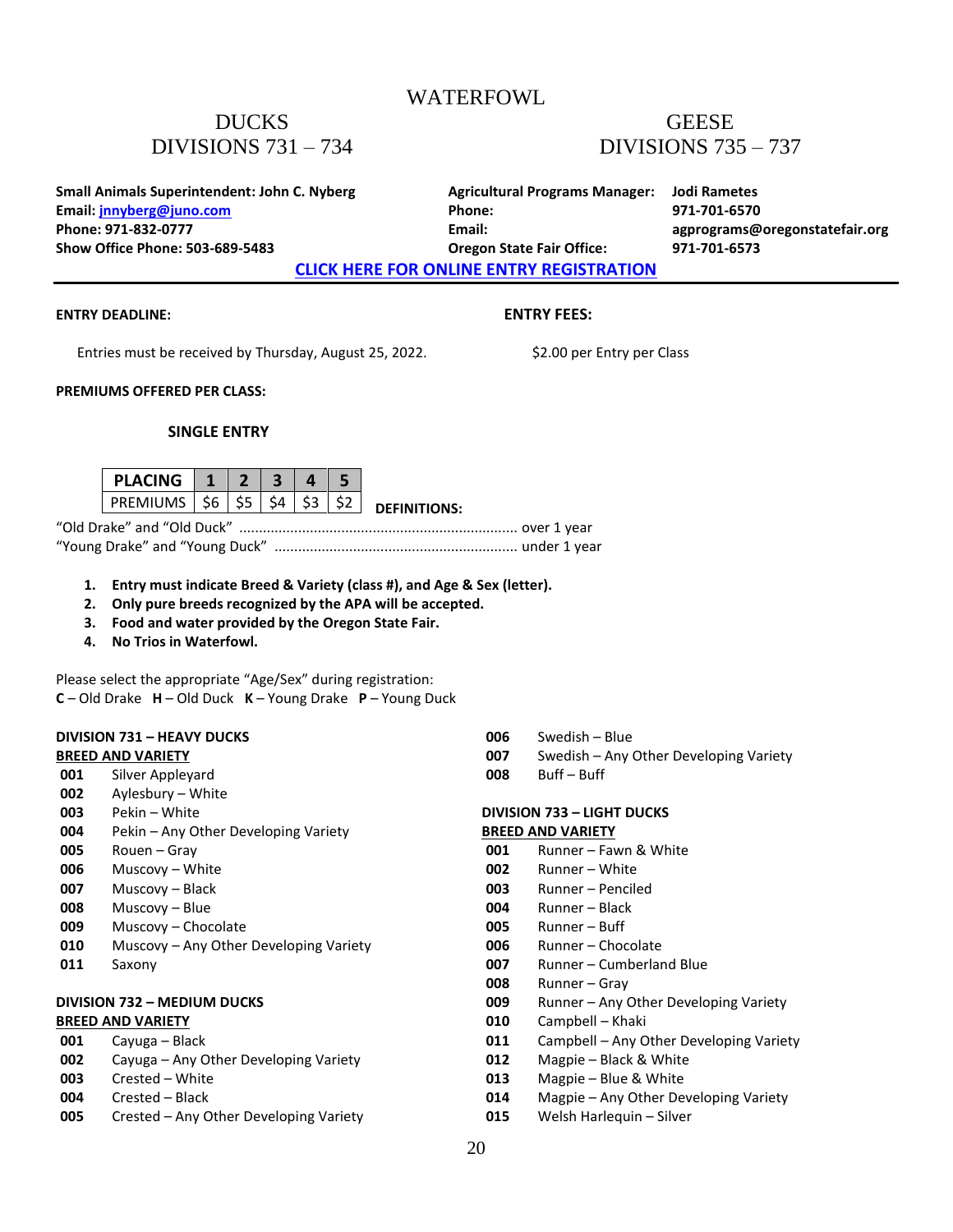# WATERFOWL

## DUCKS
## DIVISIONS 731 – 734

## GEESE
## DIVISIONS 735 – 737

**Small Animals Superintendent: John C. Nyberg**
**Email: jnnyberg@juno.com**
**Phone: 971-832-0777**
**Show Office Phone: 503-689-5483**

**Agricultural Programs Manager: Jodi Rametes**
**Phone: 971-701-6570**
**Email: agprograms@oregonstatefair.org**
**Oregon State Fair Office: 971-701-6573**

**CLICK HERE FOR ONLINE ENTRY REGISTRATION**

**ENTRY DEADLINE:**

Entries must be received by Thursday, August 25, 2022.

**ENTRY FEES:**

$2.00 per Entry per Class

**PREMIUMS OFFERED PER CLASS:**

**SINGLE ENTRY**

| PLACING | 1 | 2 | 3 | 4 | 5 |
|---|---|---|---|---|---|
| PREMIUMS | $6 | $5 | $4 | $3 | $2 |

**DEFINITIONS:**

"Old Drake" and "Old Duck" ...................................................................... over 1 year
"Young Drake" and "Young Duck" ............................................................. under 1 year

1. **Entry must indicate Breed & Variety (class #), and Age & Sex (letter).**
2. **Only pure breeds recognized by the APA will be accepted.**
3. **Food and water provided by the Oregon State Fair.**
4. **No Trios in Waterfowl.**

Please select the appropriate "Age/Sex" during registration:
**C** – Old Drake **H** – Old Duck **K** – Young Drake **P** – Young Duck

**DIVISION 731 – HEAVY DUCKS**

**BREED AND VARIETY**

| | |
|---|---|
| 001 | Silver Appleyard |
| 002 | Aylesbury – White |
| 003 | Pekin – White |
| 004 | Pekin – Any Other Developing Variety |
| 005 | Rouen – Gray |
| 006 | Muscovy – White |
| 007 | Muscovy – Black |
| 008 | Muscovy – Blue |
| 009 | Muscovy – Chocolate |
| 010 | Muscovy – Any Other Developing Variety |
| 011 | Saxony |

**DIVISION 732 – MEDIUM DUCKS**

**BREED AND VARIETY**

| | |
|---|---|
| 001 | Cayuga – Black |
| 002 | Cayuga – Any Other Developing Variety |
| 003 | Crested – White |
| 004 | Crested – Black |
| 005 | Crested – Any Other Developing Variety |
| 006 | Swedish – Blue |
| 007 | Swedish – Any Other Developing Variety |
| 008 | Buff – Buff |

**DIVISION 733 – LIGHT DUCKS**

**BREED AND VARIETY**

| | |
|---|---|
| 001 | Runner – Fawn & White |
| 002 | Runner – White |
| 003 | Runner – Penciled |
| 004 | Runner – Black |
| 005 | Runner – Buff |
| 006 | Runner – Chocolate |
| 007 | Runner – Cumberland Blue |
| 008 | Runner – Gray |
| 009 | Runner – Any Other Developing Variety |
| 010 | Campbell – Khaki |
| 011 | Campbell – Any Other Developing Variety |
| 012 | Magpie – Black & White |
| 013 | Magpie – Blue & White |
| 014 | Magpie – Any Other Developing Variety |
| 015 | Welsh Harlequin – Silver |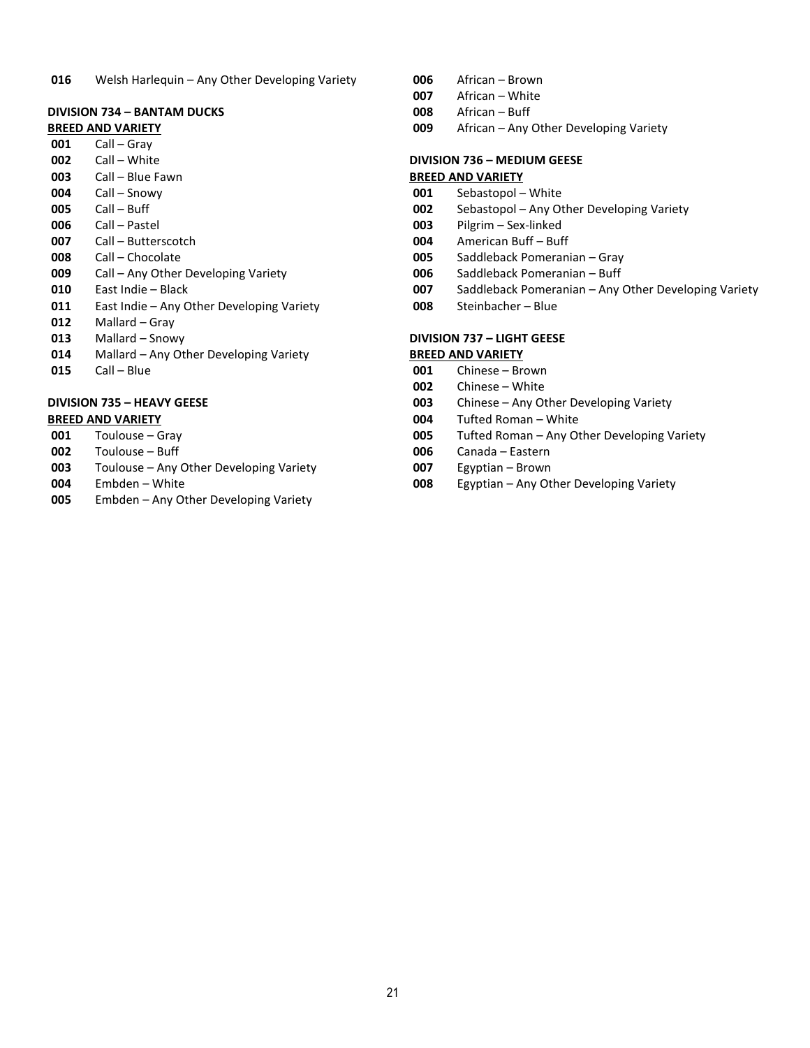**016** Welsh Harlequin – Any Other Developing Variety

**DIVISION 734 – BANTAM DUCKS**

**BREED AND VARIETY**

**001** Call – Gray
**002** Call – White
**003** Call – Blue Fawn
**004** Call – Snowy
**005** Call – Buff
**006** Call – Pastel
**007** Call – Butterscotch
**008** Call – Chocolate
**009** Call – Any Other Developing Variety
**010** East Indie – Black
**011** East Indie – Any Other Developing Variety
**012** Mallard – Gray
**013** Mallard – Snowy
**014** Mallard – Any Other Developing Variety
**015** Call – Blue

**DIVISION 735 – HEAVY GEESE**

**BREED AND VARIETY**

**001** Toulouse – Gray
**002** Toulouse – Buff
**003** Toulouse – Any Other Developing Variety
**004** Embden – White
**005** Embden – Any Other Developing Variety
**006** African – Brown
**007** African – White
**008** African – Buff
**009** African – Any Other Developing Variety

**DIVISION 736 – MEDIUM GEESE**

**BREED AND VARIETY**

**001** Sebastopol – White
**002** Sebastopol – Any Other Developing Variety
**003** Pilgrim – Sex-linked
**004** American Buff – Buff
**005** Saddleback Pomeranian – Gray
**006** Saddleback Pomeranian – Buff
**007** Saddleback Pomeranian – Any Other Developing Variety
**008** Steinbacher – Blue

**DIVISION 737 – LIGHT GEESE**

**BREED AND VARIETY**

**001** Chinese – Brown
**002** Chinese – White
**003** Chinese – Any Other Developing Variety
**004** Tufted Roman – White
**005** Tufted Roman – Any Other Developing Variety
**006** Canada – Eastern
**007** Egyptian – Brown
**008** Egyptian – Any Other Developing Variety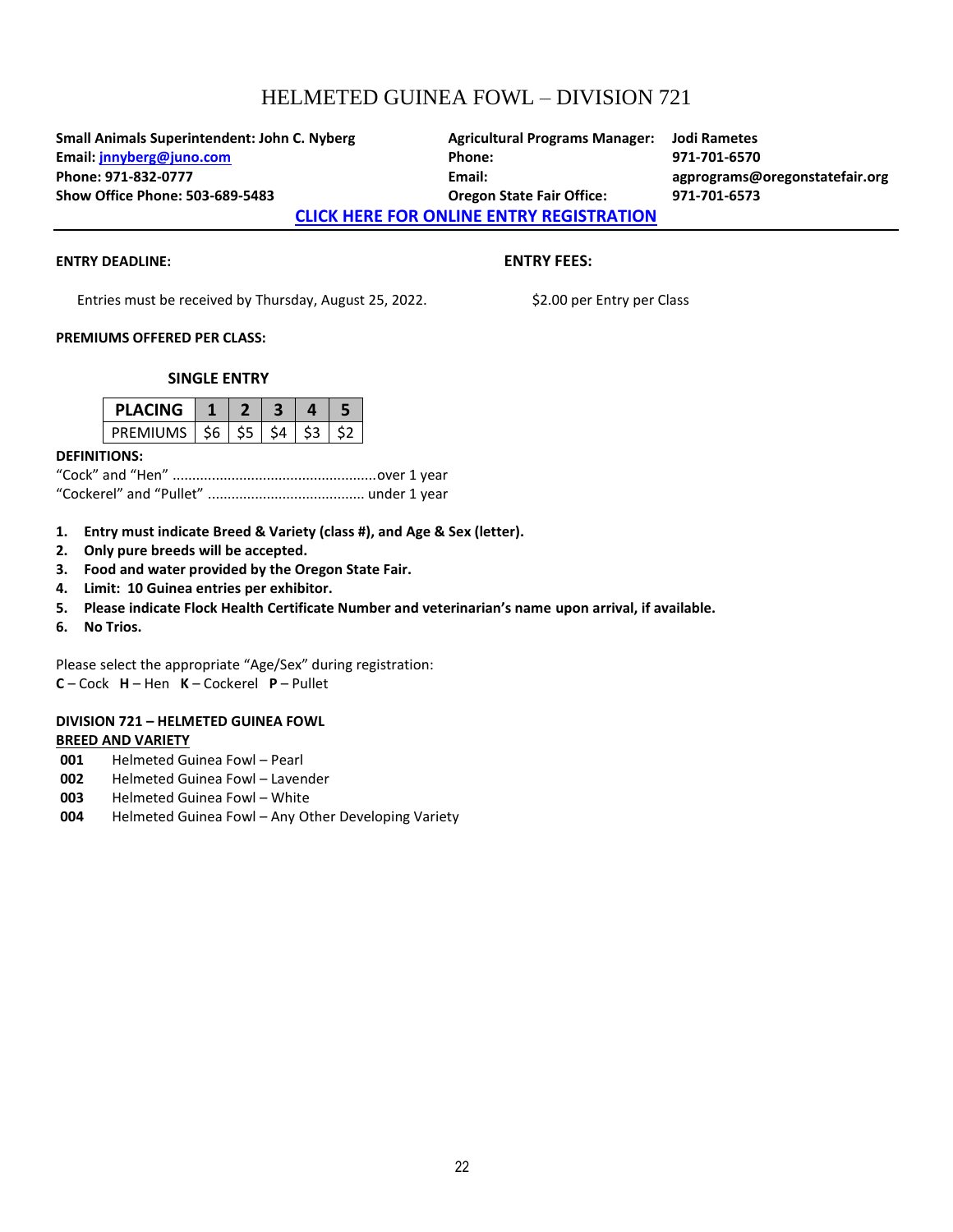# HELMETED GUINEA FOWL – DIVISION 721

**Small Animals Superintendent: John C. Nyberg**
**Email: jnnyberg@juno.com**
**Phone: 971-832-0777**
**Show Office Phone: 503-689-5483**

**Agricultural Programs Manager: Jodi Rametes**
**Phone: 971-701-6570**
**Email: agprograms@oregonstatefair.org**
**Oregon State Fair Office: 971-701-6573**

**CLICK HERE FOR ONLINE ENTRY REGISTRATION**

**ENTRY DEADLINE:**

Entries must be received by Thursday, August 25, 2022.

**ENTRY FEES:**

$2.00 per Entry per Class

**PREMIUMS OFFERED PER CLASS:**

**SINGLE ENTRY**

| PLACING | 1 | 2 | 3 | 4 | 5 |
|---|---|---|---|---|---|
| PREMIUMS | $6 | $5 | $4 | $3 | $2 |

**DEFINITIONS:**

"Cock" and "Hen" ....................................................over 1 year
"Cockerel" and "Pullet" ........................................ under 1 year

1. **Entry must indicate Breed & Variety (class #), and Age & Sex (letter).**
2. **Only pure breeds will be accepted.**
3. **Food and water provided by the Oregon State Fair.**
4. **Limit: 10 Guinea entries per exhibitor.**
5. **Please indicate Flock Health Certificate Number and veterinarian's name upon arrival, if available.**
6. **No Trios.**

Please select the appropriate "Age/Sex" during registration:
**C** – Cock **H** – Hen **K** – Cockerel **P** – Pullet

**DIVISION 721 – HELMETED GUINEA FOWL**
**BREED AND VARIETY**

**001** Helmeted Guinea Fowl – Pearl
**002** Helmeted Guinea Fowl – Lavender
**003** Helmeted Guinea Fowl – White
**004** Helmeted Guinea Fowl – Any Other Developing Variety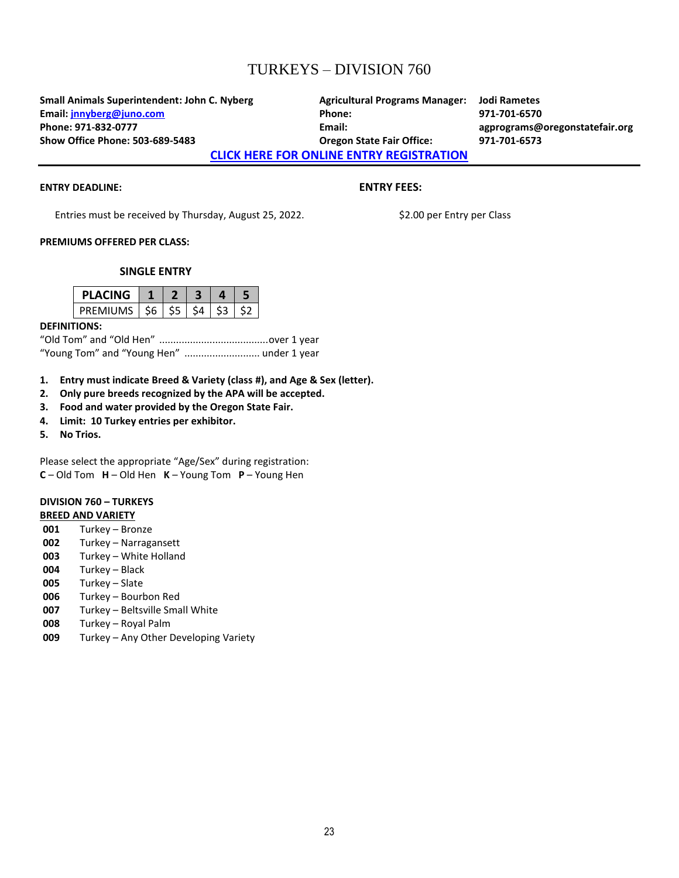# TURKEYS – DIVISION 760

**Small Animals Superintendent: John C. Nyberg**
**Email: jnnyberg@juno.com**
**Phone: 971-832-0777**
**Show Office Phone: 503-689-5483**

**Agricultural Programs Manager: Jodi Rametes**
**Phone: 971-701-6570**
**Email: agprograms@oregonstatefair.org**
**Oregon State Fair Office: 971-701-6573**

**CLICK HERE FOR ONLINE ENTRY REGISTRATION**

---

**ENTRY DEADLINE:**

Entries must be received by Thursday, August 25, 2022.

**ENTRY FEES:**

$2.00 per Entry per Class

**PREMIUMS OFFERED PER CLASS:**

**SINGLE ENTRY**

| PLACING | 1 | 2 | 3 | 4 | 5 |
|---|---|---|---|---|---|
| PREMIUMS | $6 | $5 | $4 | $3 | $2 |

**DEFINITIONS:**

"Old Tom" and "Old Hen" .......................................over 1 year
"Young Tom" and "Young Hen" .......................... under 1 year

1. **Entry must indicate Breed & Variety (class #), and Age & Sex (letter).**
2. **Only pure breeds recognized by the APA will be accepted.**
3. **Food and water provided by the Oregon State Fair.**
4. **Limit: 10 Turkey entries per exhibitor.**
5. **No Trios.**

Please select the appropriate "Age/Sex" during registration:
**C** – Old Tom **H** – Old Hen **K** – Young Tom **P** – Young Hen

**DIVISION 760 – TURKEYS**
**BREED AND VARIETY**

**001** Turkey – Bronze
**002** Turkey – Narragansett
**003** Turkey – White Holland
**004** Turkey – Black
**005** Turkey – Slate
**006** Turkey – Bourbon Red
**007** Turkey – Beltsville Small White
**008** Turkey – Royal Palm
**009** Turkey – Any Other Developing Variety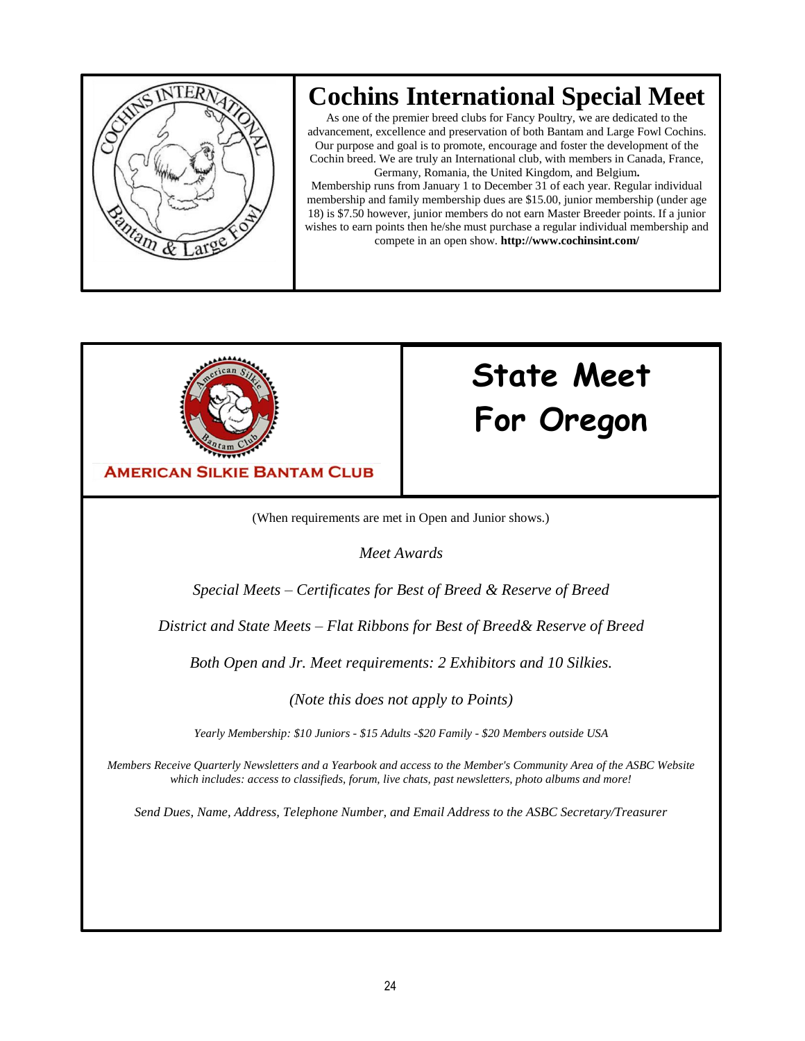# Cochins International Special Meet

As one of the premier breed clubs for Fancy Poultry, we are dedicated to the advancement, excellence and preservation of both Bantam and Large Fowl Cochins. Our purpose and goal is to promote, encourage and foster the development of the Cochin breed. We are truly an International club, with members in Canada, France, Germany, Romania, the United Kingdom, and Belgium.

Membership runs from January 1 to December 31 of each year. Regular individual membership and family membership dues are $15.00, junior membership (under age 18) is $7.50 however, junior members do not earn Master Breeder points. If a junior wishes to earn points then he/she must purchase a regular individual membership and compete in an open show. **http://www.cochinsint.com/**

AMERICAN SILKIE BANTAM CLUB

# State Meet For Oregon

(When requirements are met in Open and Junior shows.)

*Meet Awards*

*Special Meets – Certificates for Best of Breed & Reserve of Breed*

*District and State Meets – Flat Ribbons for Best of Breed& Reserve of Breed*

*Both Open and Jr. Meet requirements: 2 Exhibitors and 10 Silkies.*

*(Note this does not apply to Points)*

*Yearly Membership: $10 Juniors - $15 Adults -$20 Family - $20 Members outside USA*

*Members Receive Quarterly Newsletters and a Yearbook and access to the Member's Community Area of the ASBC Website which includes: access to classifieds, forum, live chats, past newsletters, photo albums and more!*

*Send Dues, Name, Address, Telephone Number, and Email Address to the ASBC Secretary/Treasurer*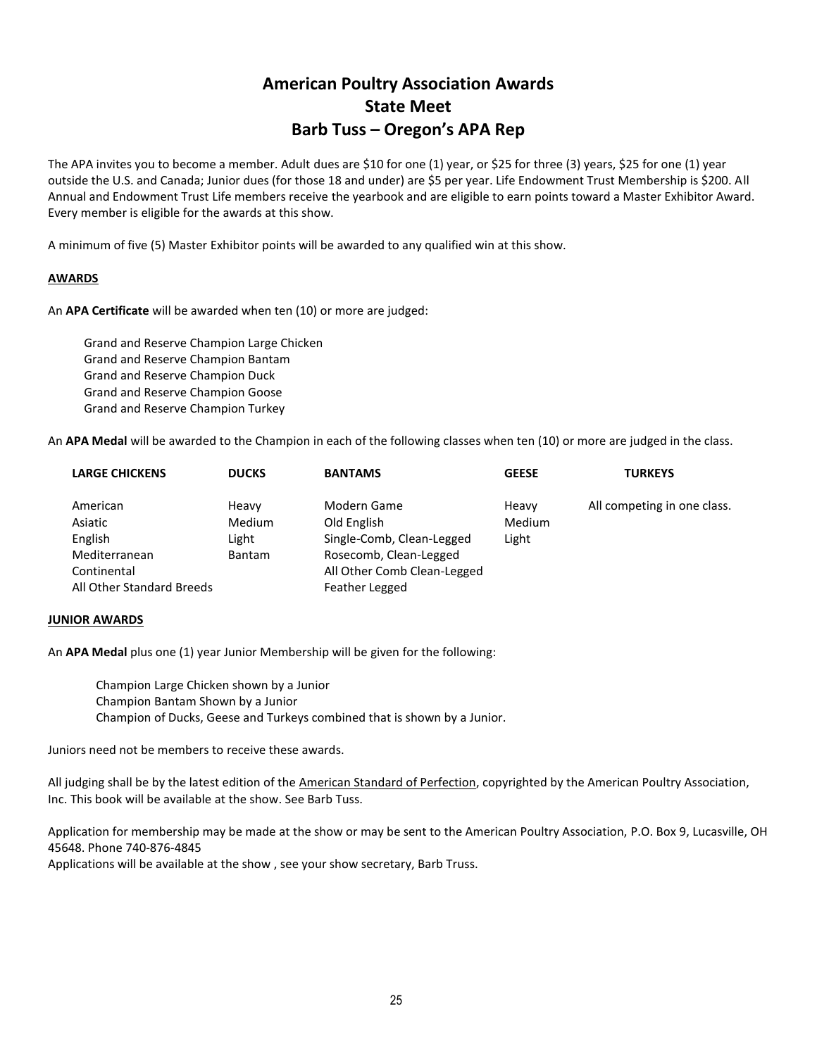# American Poultry Association Awards
# State Meet
# Barb Tuss – Oregon's APA Rep

The APA invites you to become a member. Adult dues are $10 for one (1) year, or $25 for three (3) years, $25 for one (1) year outside the U.S. and Canada; Junior dues (for those 18 and under) are $5 per year. Life Endowment Trust Membership is $200. All Annual and Endowment Trust Life members receive the yearbook and are eligible to earn points toward a Master Exhibitor Award. Every member is eligible for the awards at this show.

A minimum of five (5) Master Exhibitor points will be awarded to any qualified win at this show.

**AWARDS**

An **APA Certificate** will be awarded when ten (10) or more are judged:

- Grand and Reserve Champion Large Chicken
- Grand and Reserve Champion Bantam
- Grand and Reserve Champion Duck
- Grand and Reserve Champion Goose
- Grand and Reserve Champion Turkey

An **APA Medal** will be awarded to the Champion in each of the following classes when ten (10) or more are judged in the class.

| LARGE CHICKENS | DUCKS | BANTAMS | GEESE | TURKEYS |
|---|---|---|---|---|
| American | Heavy | Modern Game | Heavy | All competing in one class. |
| Asiatic | Medium | Old English | Medium | |
| English | Light | Single-Comb, Clean-Legged | Light | |
| Mediterranean | Bantam | Rosecomb, Clean-Legged | | |
| Continental | | All Other Comb Clean-Legged | | |
| All Other Standard Breeds | | Feather Legged | | |

**JUNIOR AWARDS**

An **APA Medal** plus one (1) year Junior Membership will be given for the following:

- Champion Large Chicken shown by a Junior
- Champion Bantam Shown by a Junior
- Champion of Ducks, Geese and Turkeys combined that is shown by a Junior.

Juniors need not be members to receive these awards.

All judging shall be by the latest edition of the American Standard of Perfection, copyrighted by the American Poultry Association, Inc. This book will be available at the show. See Barb Tuss.

Application for membership may be made at the show or may be sent to the American Poultry Association, P.O. Box 9, Lucasville, OH 45648. Phone 740-876-4845
Applications will be available at the show , see your show secretary, Barb Truss.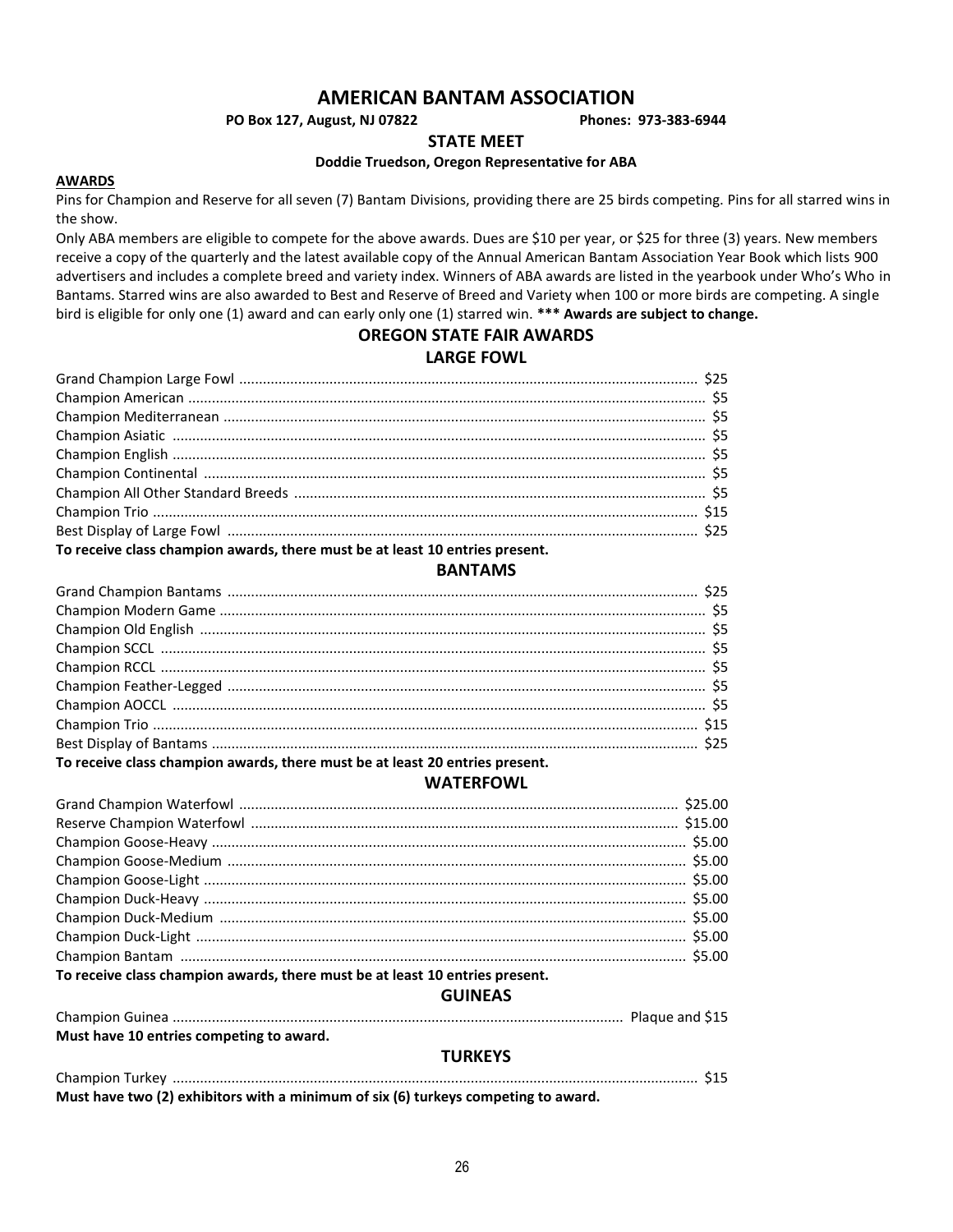# AMERICAN BANTAM ASSOCIATION

**PO Box 127, August, NJ 07822** **Phones: 973-383-6944**

## STATE MEET

**Doddie Truedson, Oregon Representative for ABA**

**AWARDS**

Pins for Champion and Reserve for all seven (7) Bantam Divisions, providing there are 25 birds competing. Pins for all starred wins in the show.

Only ABA members are eligible to compete for the above awards. Dues are $10 per year, or $25 for three (3) years. New members receive a copy of the quarterly and the latest available copy of the Annual American Bantam Association Year Book which lists 900 advertisers and includes a complete breed and variety index. Winners of ABA awards are listed in the yearbook under Who's Who in Bantams. Starred wins are also awarded to Best and Reserve of Breed and Variety when 100 or more birds are competing. A single bird is eligible for only one (1) award and can early only one (1) starred win. **\*\*\* Awards are subject to change.**

## OREGON STATE FAIR AWARDS

### LARGE FOWL

| Award | Prize |
| --- | --- |
| Grand Champion Large Fowl | $25 |
| Champion American | $5 |
| Champion Mediterranean | $5 |
| Champion Asiatic | $5 |
| Champion English | $5 |
| Champion Continental | $5 |
| Champion All Other Standard Breeds | $5 |
| Champion Trio | $15 |
| Best Display of Large Fowl | $25 |

**To receive class champion awards, there must be at least 10 entries present.**

### BANTAMS

| Award | Prize |
| --- | --- |
| Grand Champion Bantams | $25 |
| Champion Modern Game | $5 |
| Champion Old English | $5 |
| Champion SCCL | $5 |
| Champion RCCL | $5 |
| Champion Feather-Legged | $5 |
| Champion AOCCL | $5 |
| Champion Trio | $15 |
| Best Display of Bantams | $25 |

**To receive class champion awards, there must be at least 20 entries present.**

### WATERFOWL

| Award | Prize |
| --- | --- |
| Grand Champion Waterfowl | $25.00 |
| Reserve Champion Waterfowl | $15.00 |
| Champion Goose-Heavy | $5.00 |
| Champion Goose-Medium | $5.00 |
| Champion Goose-Light | $5.00 |
| Champion Duck-Heavy | $5.00 |
| Champion Duck-Medium | $5.00 |
| Champion Duck-Light | $5.00 |
| Champion Bantam | $5.00 |

**To receive class champion awards, there must be at least 10 entries present.**

### GUINEAS

| Award | Prize |
| --- | --- |
| Champion Guinea | Plaque and $15 |

**Must have 10 entries competing to award.**

### TURKEYS

| Award | Prize |
| --- | --- |
| Champion Turkey | $15 |

**Must have two (2) exhibitors with a minimum of six (6) turkeys competing to award.**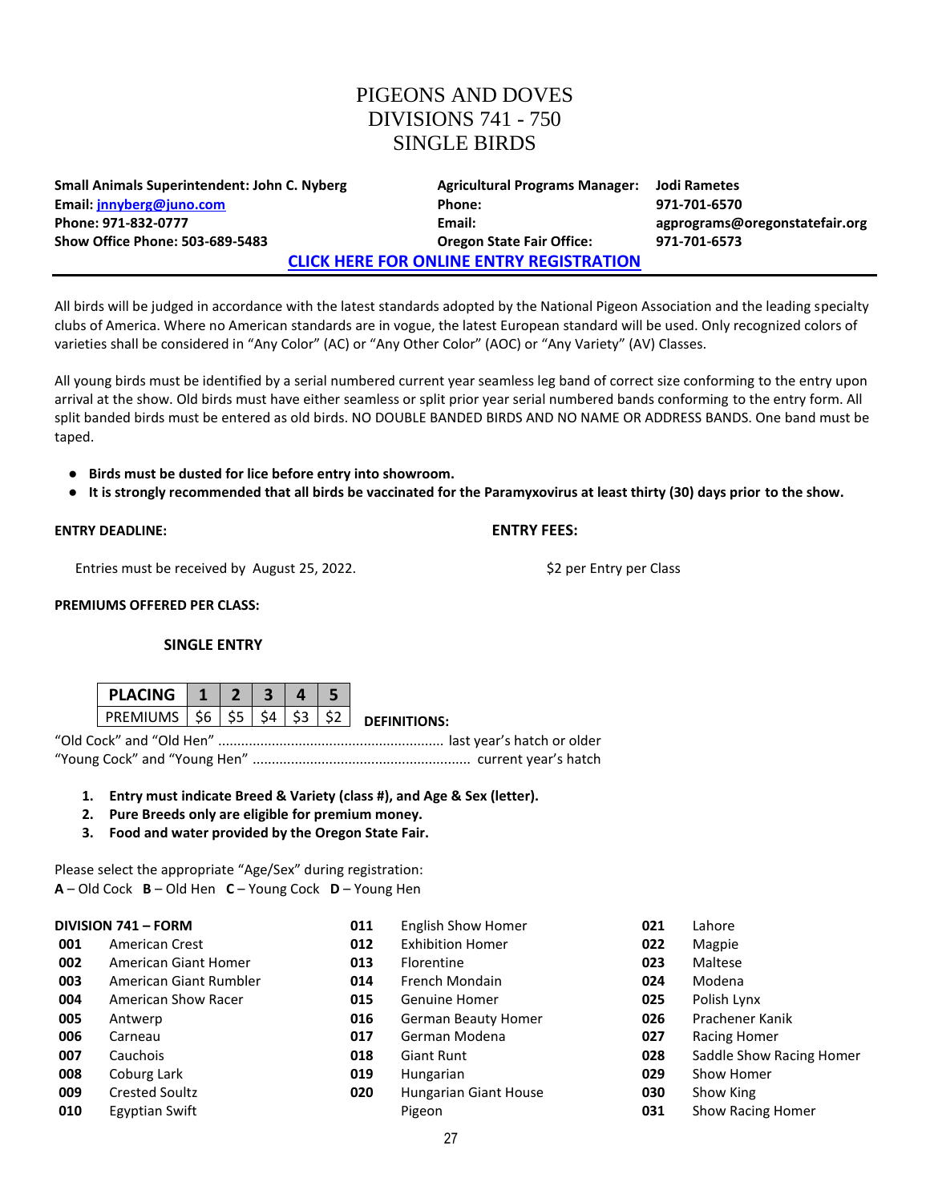# PIGEONS AND DOVES
# DIVISIONS 741 - 750
# SINGLE BIRDS

**Small Animals Superintendent: John C. Nyberg**
**Email: jnnyberg@juno.com**
**Phone: 971-832-0777**
**Show Office Phone: 503-689-5483**

**Agricultural Programs Manager: Jodi Rametes**
**Phone: 971-701-6570**
**Email: agprograms@oregonstatefair.org**
**Oregon State Fair Office: 971-701-6573**

**CLICK HERE FOR ONLINE ENTRY REGISTRATION**

All birds will be judged in accordance with the latest standards adopted by the National Pigeon Association and the leading specialty clubs of America. Where no American standards are in vogue, the latest European standard will be used. Only recognized colors of varieties shall be considered in "Any Color" (AC) or "Any Other Color" (AOC) or "Any Variety" (AV) Classes.

All young birds must be identified by a serial numbered current year seamless leg band of correct size conforming to the entry upon arrival at the show. Old birds must have either seamless or split prior year serial numbered bands conforming to the entry form. All split banded birds must be entered as old birds. NO DOUBLE BANDED BIRDS AND NO NAME OR ADDRESS BANDS. One band must be taped.

- **Birds must be dusted for lice before entry into showroom.**
- **It is strongly recommended that all birds be vaccinated for the Paramyxovirus at least thirty (30) days prior to the show.**

**ENTRY DEADLINE:**

Entries must be received by August 25, 2022.

**ENTRY FEES:**

$2 per Entry per Class

**PREMIUMS OFFERED PER CLASS:**

**SINGLE ENTRY**

| PLACING | 1 | 2 | 3 | 4 | 5 |
|---|---|---|---|---|---|
| PREMIUMS | $6 | $5 | $4 | $3 | $2 |

**DEFINITIONS:**

"Old Cock" and "Old Hen" .......................................................... last year's hatch or older
"Young Cock" and "Young Hen" ........................................................ current year's hatch

1. **Entry must indicate Breed & Variety (class #), and Age & Sex (letter).**
2. **Pure Breeds only are eligible for premium money.**
3. **Food and water provided by the Oregon State Fair.**

Please select the appropriate "Age/Sex" during registration:
**A** – Old Cock **B** – Old Hen **C** – Young Cock **D** – Young Hen

**DIVISION 741 – FORM**

| Class | Breed |
|---|---|
| **001** | American Crest |
| **002** | American Giant Homer |
| **003** | American Giant Rumbler |
| **004** | American Show Racer |
| **005** | Antwerp |
| **006** | Carneau |
| **007** | Cauchois |
| **008** | Coburg Lark |
| **009** | Crested Soultz |
| **010** | Egyptian Swift |
| **011** | English Show Homer |
| **012** | Exhibition Homer |
| **013** | Florentine |
| **014** | French Mondain |
| **015** | Genuine Homer |
| **016** | German Beauty Homer |
| **017** | German Modena |
| **018** | Giant Runt |
| **019** | Hungarian |
| **020** | Hungarian Giant House Pigeon |
| **021** | Lahore |
| **022** | Magpie |
| **023** | Maltese |
| **024** | Modena |
| **025** | Polish Lynx |
| **026** | Prachener Kanik |
| **027** | Racing Homer |
| **028** | Saddle Show Racing Homer |
| **029** | Show Homer |
| **030** | Show King |
| **031** | Show Racing Homer |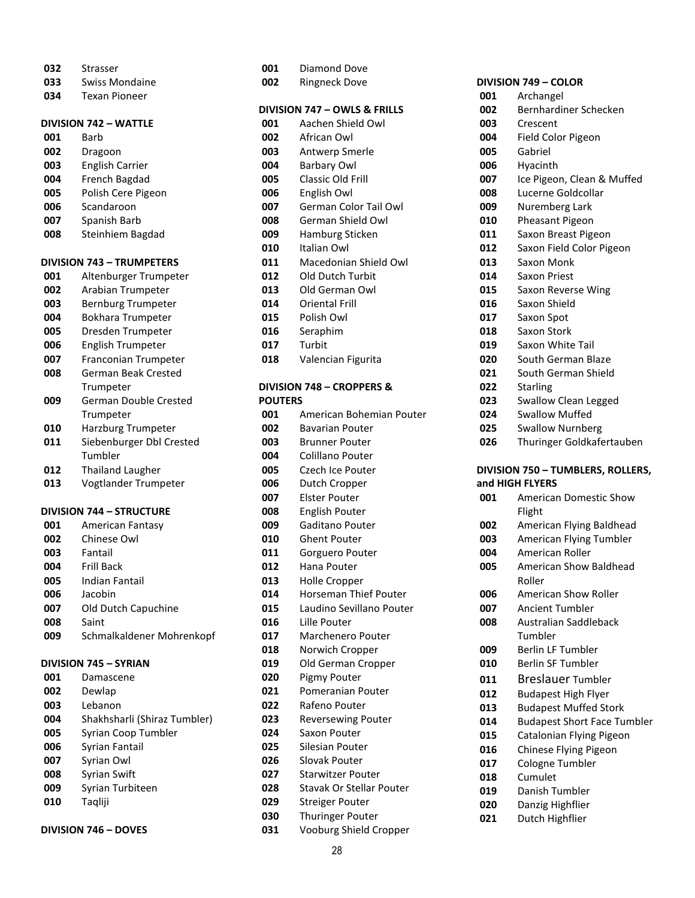032 Strasser
033 Swiss Mondaine
034 Texan Pioneer

**DIVISION 742 – WATTLE**

001 Barb
002 Dragoon
003 English Carrier
004 French Bagdad
005 Polish Cere Pigeon
006 Scandaroon
007 Spanish Barb
008 Steinhiem Bagdad

**DIVISION 743 – TRUMPETERS**

001 Altenburger Trumpeter
002 Arabian Trumpeter
003 Bernburg Trumpeter
004 Bokhara Trumpeter
005 Dresden Trumpeter
006 English Trumpeter
007 Franconian Trumpeter
008 German Beak Crested Trumpeter
009 German Double Crested Trumpeter
010 Harzburg Trumpeter
011 Siebenburger Dbl Crested Tumbler
012 Thailand Laugher
013 Vogtlander Trumpeter

**DIVISION 744 – STRUCTURE**

001 American Fantasy
002 Chinese Owl
003 Fantail
004 Frill Back
005 Indian Fantail
006 Jacobin
007 Old Dutch Capuchine
008 Saint
009 Schmalkaldener Mohrenkopf

**DIVISION 745 – SYRIAN**

001 Damascene
002 Dewlap
003 Lebanon
004 Shakhsharli (Shiraz Tumbler)
005 Syrian Coop Tumbler
006 Syrian Fantail
007 Syrian Owl
008 Syrian Swift
009 Syrian Turbiteen
010 Taqliji

**DIVISION 746 – DOVES**

001 Diamond Dove
002 Ringneck Dove

**DIVISION 747 – OWLS & FRILLS**

001 Aachen Shield Owl
002 African Owl
003 Antwerp Smerle
004 Barbary Owl
005 Classic Old Frill
006 English Owl
007 German Color Tail Owl
008 German Shield Owl
009 Hamburg Sticken
010 Italian Owl
011 Macedonian Shield Owl
012 Old Dutch Turbit
013 Old German Owl
014 Oriental Frill
015 Polish Owl
016 Seraphim
017 Turbit
018 Valencian Figurita

**DIVISION 748 – CROPPERS & POUTERS**

001 American Bohemian Pouter
002 Bavarian Pouter
003 Brunner Pouter
004 Colillano Pouter
005 Czech Ice Pouter
006 Dutch Cropper
007 Elster Pouter
008 English Pouter
009 Gaditano Pouter
010 Ghent Pouter
011 Gorguero Pouter
012 Hana Pouter
013 Holle Cropper
014 Horseman Thief Pouter
015 Laudino Sevillano Pouter
016 Lille Pouter
017 Marchenero Pouter
018 Norwich Cropper
019 Old German Cropper
020 Pigmy Pouter
021 Pomeranian Pouter
022 Rafeno Pouter
023 Reversewing Pouter
024 Saxon Pouter
025 Silesian Pouter
026 Slovak Pouter
027 Starwitzer Pouter
028 Stavak Or Stellar Pouter
029 Streiger Pouter
030 Thuringer Pouter
031 Vooburg Shield Cropper

**DIVISION 749 – COLOR**

001 Archangel
002 Bernhardiner Schecken
003 Crescent
004 Field Color Pigeon
005 Gabriel
006 Hyacinth
007 Ice Pigeon, Clean & Muffed
008 Lucerne Goldcollar
009 Nuremberg Lark
010 Pheasant Pigeon
011 Saxon Breast Pigeon
012 Saxon Field Color Pigeon
013 Saxon Monk
014 Saxon Priest
015 Saxon Reverse Wing
016 Saxon Shield
017 Saxon Spot
018 Saxon Stork
019 Saxon White Tail
020 South German Blaze
021 South German Shield
022 Starling
023 Swallow Clean Legged
024 Swallow Muffed
025 Swallow Nurnberg
026 Thuringer Goldkafertauben

**DIVISION 750 – TUMBLERS, ROLLERS, and HIGH FLYERS**

001 American Domestic Show Flight
002 American Flying Baldhead
003 American Flying Tumbler
004 American Roller
005 American Show Baldhead Roller
006 American Show Roller
007 Ancient Tumbler
008 Australian Saddleback Tumbler
009 Berlin LF Tumbler
010 Berlin SF Tumbler
011 Breslauer Tumbler
012 Budapest High Flyer
013 Budapest Muffed Stork
014 Budapest Short Face Tumbler
015 Catalonian Flying Pigeon
016 Chinese Flying Pigeon
017 Cologne Tumbler
018 Cumulet
019 Danish Tumbler
020 Danzig Highflier
021 Dutch Highflier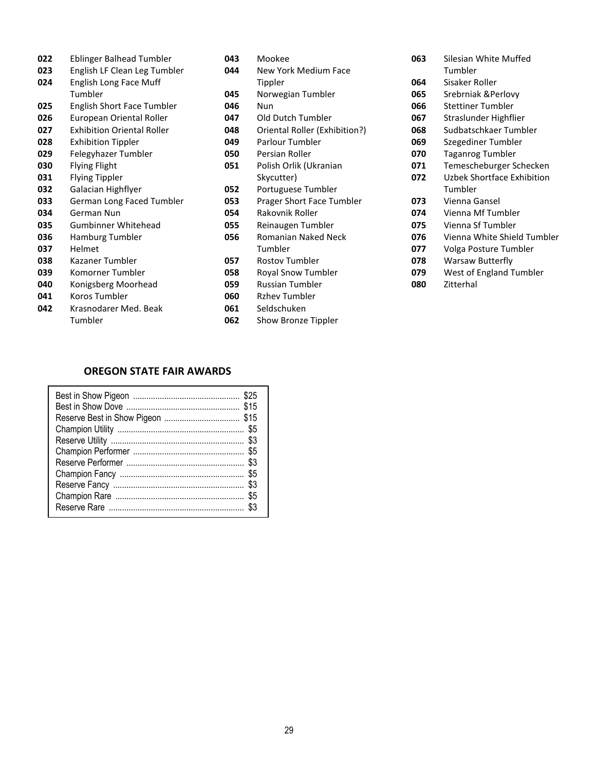**022** Eblinger Balhead Tumbler
**023** English LF Clean Leg Tumbler
**024** English Long Face Muff Tumbler
**025** English Short Face Tumbler
**026** European Oriental Roller
**027** Exhibition Oriental Roller
**028** Exhibition Tippler
**029** Felegyhazer Tumbler
**030** Flying Flight
**031** Flying Tippler
**032** Galacian Highflyer
**033** German Long Faced Tumbler
**034** German Nun
**035** Gumbinner Whitehead
**036** Hamburg Tumbler
**037** Helmet
**038** Kazaner Tumbler
**039** Komorner Tumbler
**040** Konigsberg Moorhead
**041** Koros Tumbler
**042** Krasnodarer Med. Beak Tumbler
**043** Mookee
**044** New York Medium Face Tippler
**045** Norwegian Tumbler
**046** Nun
**047** Old Dutch Tumbler
**048** Oriental Roller (Exhibition?)
**049** Parlour Tumbler
**050** Persian Roller
**051** Polish Orlik (Ukranian Skycutter)
**052** Portuguese Tumbler
**053** Prager Short Face Tumbler
**054** Rakovnik Roller
**055** Reinaugen Tumbler
**056** Romanian Naked Neck Tumbler
**057** Rostov Tumbler
**058** Royal Snow Tumbler
**059** Russian Tumbler
**060** Rzhev Tumbler
**061** Seldschuken
**062** Show Bronze Tippler
**063** Silesian White Muffed Tumbler
**064** Sisaker Roller
**065** Srebrniak &Perlovy
**066** Stettiner Tumbler
**067** Straslunder Highflier
**068** Sudbatschkaer Tumbler
**069** Szegediner Tumbler
**070** Taganrog Tumbler
**071** Temescheburger Schecken
**072** Uzbek Shortface Exhibition Tumbler
**073** Vienna Gansel
**074** Vienna Mf Tumbler
**075** Vienna Sf Tumbler
**076** Vienna White Shield Tumbler
**077** Volga Posture Tumbler
**078** Warsaw Butterfly
**079** West of England Tumbler
**080** Zitterhal

## OREGON STATE FAIR AWARDS

| Award | Amount |
|---|---|
| Best in Show Pigeon | $25 |
| Best in Show Dove | $15 |
| Reserve Best in Show Pigeon | $15 |
| Champion Utility | $5 |
| Reserve Utility | $3 |
| Champion Performer | $5 |
| Reserve Performer | $3 |
| Champion Fancy | $5 |
| Reserve Fancy | $3 |
| Champion Rare | $5 |
| Reserve Rare | $3 |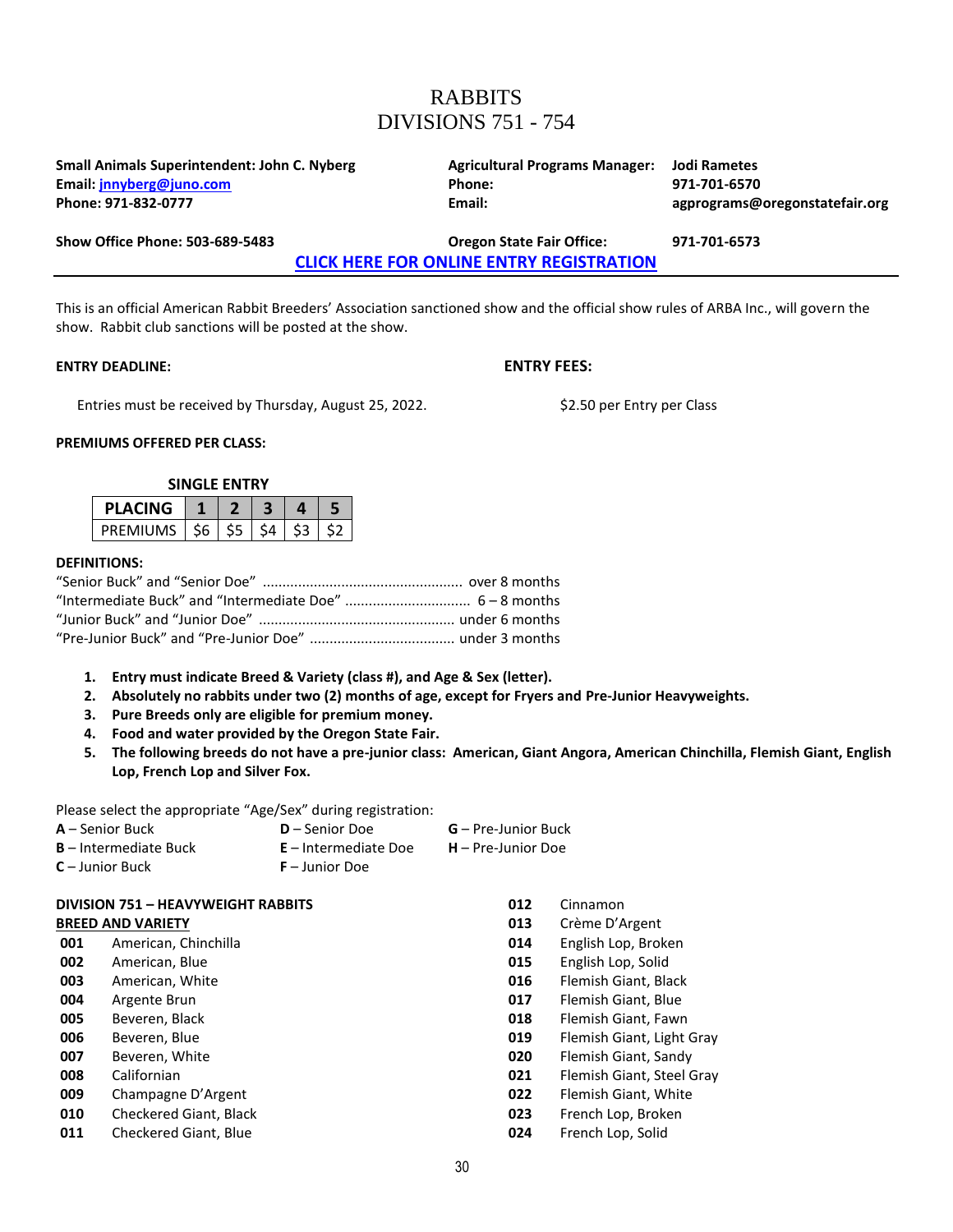# RABBITS
# DIVISIONS 751 - 754

**Small Animals Superintendent: John C. Nyberg**
**Email: jnnyberg@juno.com**
**Phone: 971-832-0777**

**Agricultural Programs Manager: Jodi Rametes**
**Phone: 971-701-6570**
**Email: agprograms@oregonstatefair.org**

**Show Office Phone: 503-689-5483**

**Oregon State Fair Office: 971-701-6573**

**CLICK HERE FOR ONLINE ENTRY REGISTRATION**

---

This is an official American Rabbit Breeders' Association sanctioned show and the official show rules of ARBA Inc., will govern the show. Rabbit club sanctions will be posted at the show.

**ENTRY DEADLINE:**

Entries must be received by Thursday, August 25, 2022.

**ENTRY FEES:**

$2.50 per Entry per Class

**PREMIUMS OFFERED PER CLASS:**

**SINGLE ENTRY**

| PLACING | 1 | 2 | 3 | 4 | 5 |
|---|---|---|---|---|---|
| PREMIUMS | $6 | $5 | $4 | $3 | $2 |

**DEFINITIONS:**

"Senior Buck" and "Senior Doe" .................................................. over 8 months
"Intermediate Buck" and "Intermediate Doe" ............................... 6 – 8 months
"Junior Buck" and "Junior Doe" ................................................. under 6 months
"Pre-Junior Buck" and "Pre-Junior Doe" .................................... under 3 months

1. **Entry must indicate Breed & Variety (class #), and Age & Sex (letter).**
2. **Absolutely no rabbits under two (2) months of age, except for Fryers and Pre-Junior Heavyweights.**
3. **Pure Breeds only are eligible for premium money.**
4. **Food and water provided by the Oregon State Fair.**
5. **The following breeds do not have a pre-junior class: American, Giant Angora, American Chinchilla, Flemish Giant, English Lop, French Lop and Silver Fox.**

Please select the appropriate "Age/Sex" during registration:

**A** – Senior Buck
**B** – Intermediate Buck
**C** – Junior Buck
**D** – Senior Doe
**E** – Intermediate Doe
**F** – Junior Doe
**G** – Pre-Junior Buck
**H** – Pre-Junior Doe

**DIVISION 751 – HEAVYWEIGHT RABBITS**

**BREED AND VARIETY**

| | |
|---|---|
| **001** | American, Chinchilla |
| **002** | American, Blue |
| **003** | American, White |
| **004** | Argente Brun |
| **005** | Beveren, Black |
| **006** | Beveren, Blue |
| **007** | Beveren, White |
| **008** | Californian |
| **009** | Champagne D'Argent |
| **010** | Checkered Giant, Black |
| **011** | Checkered Giant, Blue |
| **012** | Cinnamon |
| **013** | Crème D'Argent |
| **014** | English Lop, Broken |
| **015** | English Lop, Solid |
| **016** | Flemish Giant, Black |
| **017** | Flemish Giant, Blue |
| **018** | Flemish Giant, Fawn |
| **019** | Flemish Giant, Light Gray |
| **020** | Flemish Giant, Sandy |
| **021** | Flemish Giant, Steel Gray |
| **022** | Flemish Giant, White |
| **023** | French Lop, Broken |
| **024** | French Lop, Solid |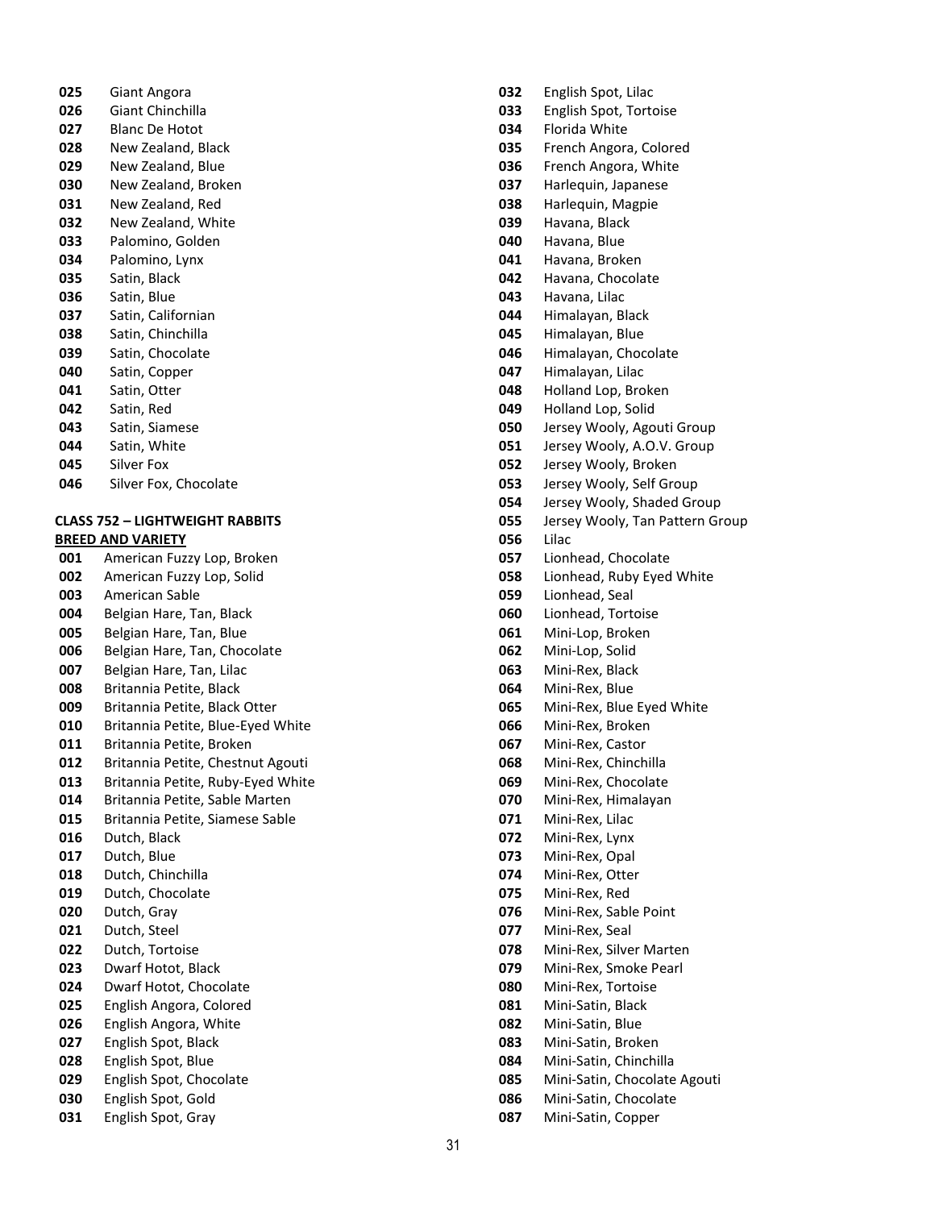025 Giant Angora
026 Giant Chinchilla
027 Blanc De Hotot
028 New Zealand, Black
029 New Zealand, Blue
030 New Zealand, Broken
031 New Zealand, Red
032 New Zealand, White
033 Palomino, Golden
034 Palomino, Lynx
035 Satin, Black
036 Satin, Blue
037 Satin, Californian
038 Satin, Chinchilla
039 Satin, Chocolate
040 Satin, Copper
041 Satin, Otter
042 Satin, Red
043 Satin, Siamese
044 Satin, White
045 Silver Fox
046 Silver Fox, Chocolate

**CLASS 752 – LIGHTWEIGHT RABBITS**

**BREED AND VARIETY**

001 American Fuzzy Lop, Broken
002 American Fuzzy Lop, Solid
003 American Sable
004 Belgian Hare, Tan, Black
005 Belgian Hare, Tan, Blue
006 Belgian Hare, Tan, Chocolate
007 Belgian Hare, Tan, Lilac
008 Britannia Petite, Black
009 Britannia Petite, Black Otter
010 Britannia Petite, Blue-Eyed White
011 Britannia Petite, Broken
012 Britannia Petite, Chestnut Agouti
013 Britannia Petite, Ruby-Eyed White
014 Britannia Petite, Sable Marten
015 Britannia Petite, Siamese Sable
016 Dutch, Black
017 Dutch, Blue
018 Dutch, Chinchilla
019 Dutch, Chocolate
020 Dutch, Gray
021 Dutch, Steel
022 Dutch, Tortoise
023 Dwarf Hotot, Black
024 Dwarf Hotot, Chocolate
025 English Angora, Colored
026 English Angora, White
027 English Spot, Black
028 English Spot, Blue
029 English Spot, Chocolate
030 English Spot, Gold
031 English Spot, Gray
032 English Spot, Lilac
033 English Spot, Tortoise
034 Florida White
035 French Angora, Colored
036 French Angora, White
037 Harlequin, Japanese
038 Harlequin, Magpie
039 Havana, Black
040 Havana, Blue
041 Havana, Broken
042 Havana, Chocolate
043 Havana, Lilac
044 Himalayan, Black
045 Himalayan, Blue
046 Himalayan, Chocolate
047 Himalayan, Lilac
048 Holland Lop, Broken
049 Holland Lop, Solid
050 Jersey Wooly, Agouti Group
051 Jersey Wooly, A.O.V. Group
052 Jersey Wooly, Broken
053 Jersey Wooly, Self Group
054 Jersey Wooly, Shaded Group
055 Jersey Wooly, Tan Pattern Group
056 Lilac
057 Lionhead, Chocolate
058 Lionhead, Ruby Eyed White
059 Lionhead, Seal
060 Lionhead, Tortoise
061 Mini-Lop, Broken
062 Mini-Lop, Solid
063 Mini-Rex, Black
064 Mini-Rex, Blue
065 Mini-Rex, Blue Eyed White
066 Mini-Rex, Broken
067 Mini-Rex, Castor
068 Mini-Rex, Chinchilla
069 Mini-Rex, Chocolate
070 Mini-Rex, Himalayan
071 Mini-Rex, Lilac
072 Mini-Rex, Lynx
073 Mini-Rex, Opal
074 Mini-Rex, Otter
075 Mini-Rex, Red
076 Mini-Rex, Sable Point
077 Mini-Rex, Seal
078 Mini-Rex, Silver Marten
079 Mini-Rex, Smoke Pearl
080 Mini-Rex, Tortoise
081 Mini-Satin, Black
082 Mini-Satin, Blue
083 Mini-Satin, Broken
084 Mini-Satin, Chinchilla
085 Mini-Satin, Chocolate Agouti
086 Mini-Satin, Chocolate
087 Mini-Satin, Copper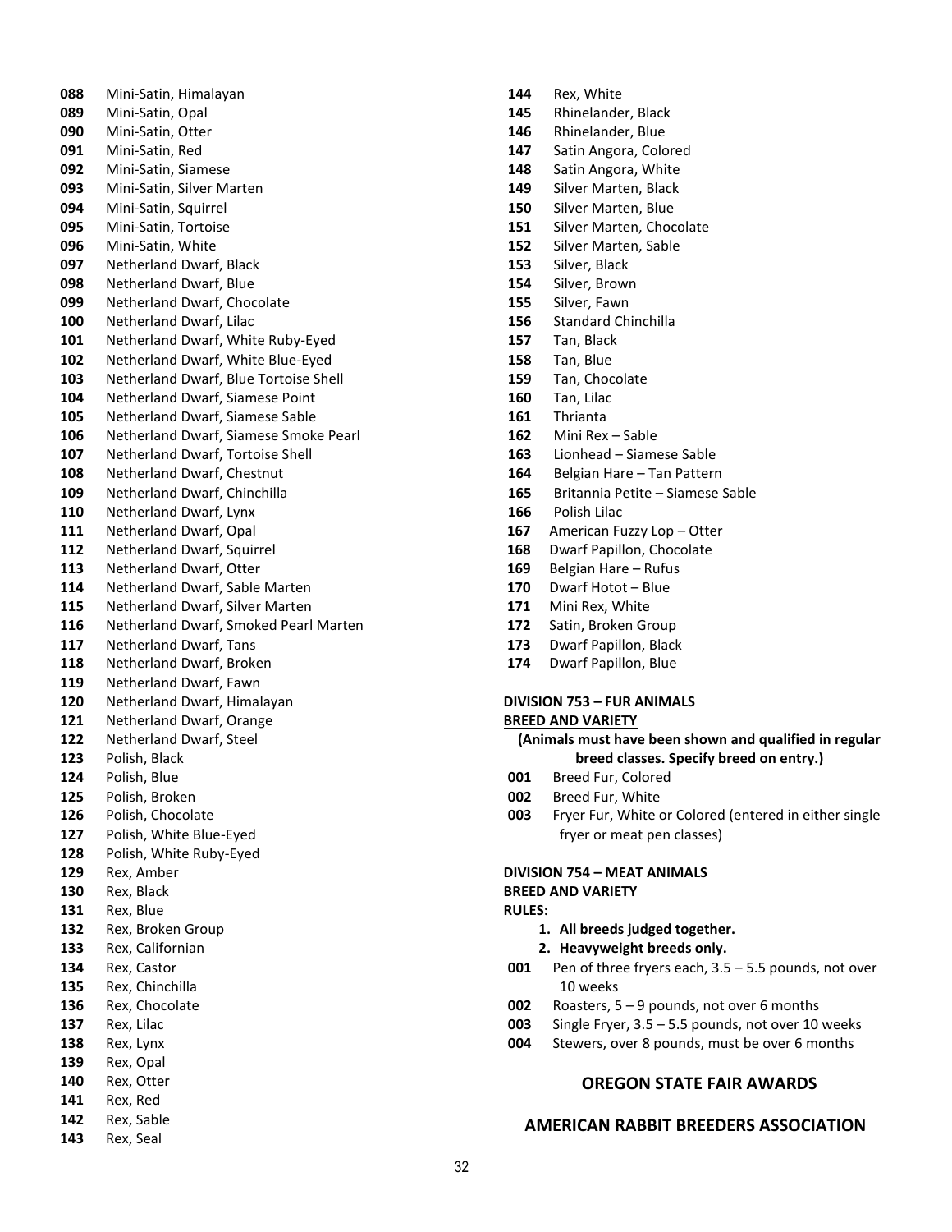**088** Mini-Satin, Himalayan
**089** Mini-Satin, Opal
**090** Mini-Satin, Otter
**091** Mini-Satin, Red
**092** Mini-Satin, Siamese
**093** Mini-Satin, Silver Marten
**094** Mini-Satin, Squirrel
**095** Mini-Satin, Tortoise
**096** Mini-Satin, White
**097** Netherland Dwarf, Black
**098** Netherland Dwarf, Blue
**099** Netherland Dwarf, Chocolate
**100** Netherland Dwarf, Lilac
**101** Netherland Dwarf, White Ruby-Eyed
**102** Netherland Dwarf, White Blue-Eyed
**103** Netherland Dwarf, Blue Tortoise Shell
**104** Netherland Dwarf, Siamese Point
**105** Netherland Dwarf, Siamese Sable
**106** Netherland Dwarf, Siamese Smoke Pearl
**107** Netherland Dwarf, Tortoise Shell
**108** Netherland Dwarf, Chestnut
**109** Netherland Dwarf, Chinchilla
**110** Netherland Dwarf, Lynx
**111** Netherland Dwarf, Opal
**112** Netherland Dwarf, Squirrel
**113** Netherland Dwarf, Otter
**114** Netherland Dwarf, Sable Marten
**115** Netherland Dwarf, Silver Marten
**116** Netherland Dwarf, Smoked Pearl Marten
**117** Netherland Dwarf, Tans
**118** Netherland Dwarf, Broken
**119** Netherland Dwarf, Fawn
**120** Netherland Dwarf, Himalayan
**121** Netherland Dwarf, Orange
**122** Netherland Dwarf, Steel
**123** Polish, Black
**124** Polish, Blue
**125** Polish, Broken
**126** Polish, Chocolate
**127** Polish, White Blue-Eyed
**128** Polish, White Ruby-Eyed
**129** Rex, Amber
**130** Rex, Black
**131** Rex, Blue
**132** Rex, Broken Group
**133** Rex, Californian
**134** Rex, Castor
**135** Rex, Chinchilla
**136** Rex, Chocolate
**137** Rex, Lilac
**138** Rex, Lynx
**139** Rex, Opal
**140** Rex, Otter
**141** Rex, Red
**142** Rex, Sable
**143** Rex, Seal
**144** Rex, White
**145** Rhinelander, Black
**146** Rhinelander, Blue
**147** Satin Angora, Colored
**148** Satin Angora, White
**149** Silver Marten, Black
**150** Silver Marten, Blue
**151** Silver Marten, Chocolate
**152** Silver Marten, Sable
**153** Silver, Black
**154** Silver, Brown
**155** Silver, Fawn
**156** Standard Chinchilla
**157** Tan, Black
**158** Tan, Blue
**159** Tan, Chocolate
**160** Tan, Lilac
**161** Thrianta
**162** Mini Rex – Sable
**163** Lionhead – Siamese Sable
**164** Belgian Hare – Tan Pattern
**165** Britannia Petite – Siamese Sable
**166** Polish Lilac
**167** American Fuzzy Lop – Otter
**168** Dwarf Papillon, Chocolate
**169** Belgian Hare – Rufus
**170** Dwarf Hotot – Blue
**171** Mini Rex, White
**172** Satin, Broken Group
**173** Dwarf Papillon, Black
**174** Dwarf Papillon, Blue

**DIVISION 753 – FUR ANIMALS**
**BREED AND VARIETY**

**(Animals must have been shown and qualified in regular breed classes. Specify breed on entry.)**

**001** Breed Fur, Colored
**002** Breed Fur, White
**003** Fryer Fur, White or Colored (entered in either single fryer or meat pen classes)

**DIVISION 754 – MEAT ANIMALS**
**BREED AND VARIETY**
**RULES:**

1. **All breeds judged together.**
2. **Heavyweight breeds only.**

**001** Pen of three fryers each, 3.5 – 5.5 pounds, not over 10 weeks
**002** Roasters, 5 – 9 pounds, not over 6 months
**003** Single Fryer, 3.5 – 5.5 pounds, not over 10 weeks
**004** Stewers, over 8 pounds, must be over 6 months

## OREGON STATE FAIR AWARDS

## AMERICAN RABBIT BREEDERS ASSOCIATION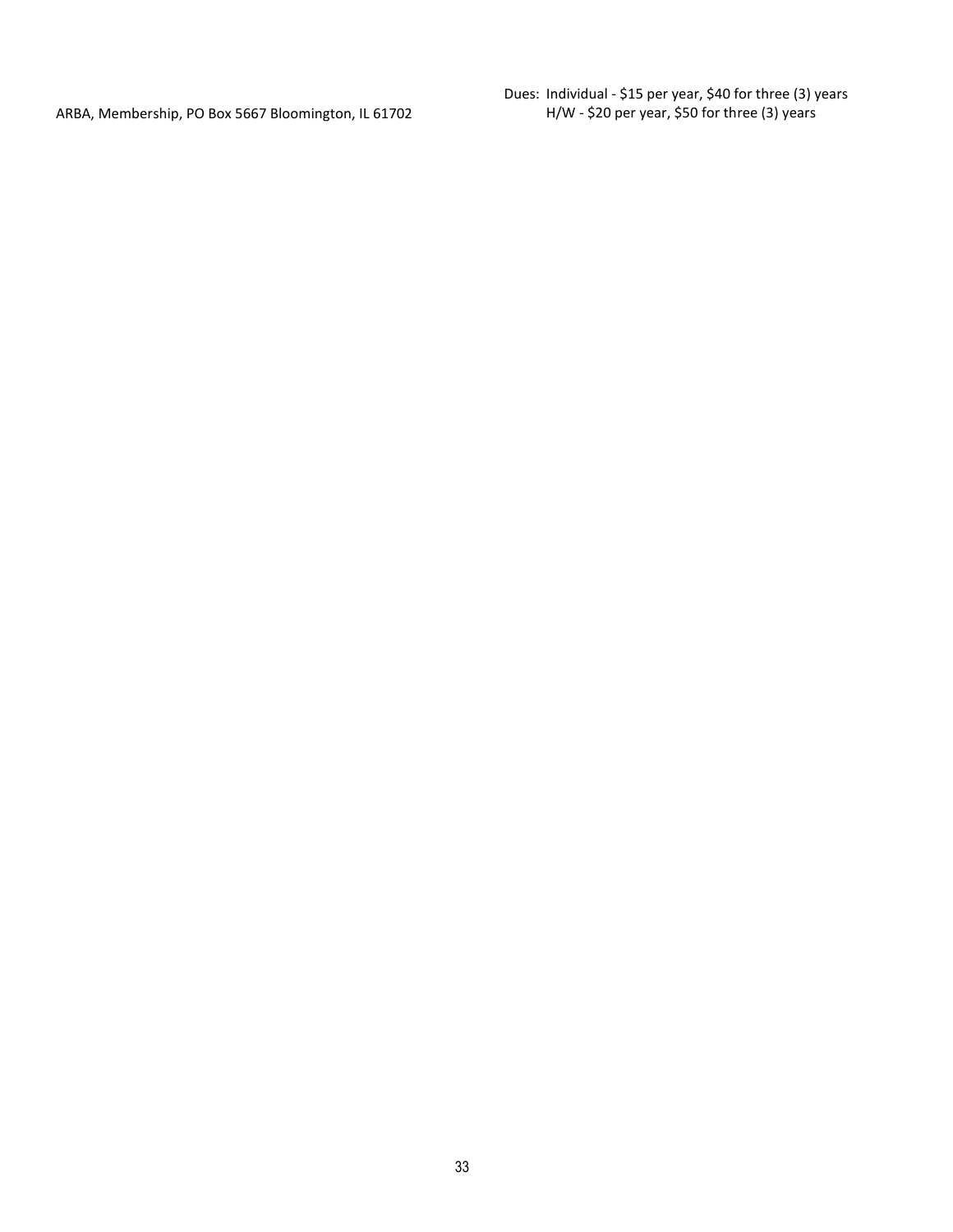ARBA, Membership, PO Box 5667 Bloomington, IL 61702

Dues: Individual - $15 per year, $40 for three (3) years
H/W - $20 per year, $50 for three (3) years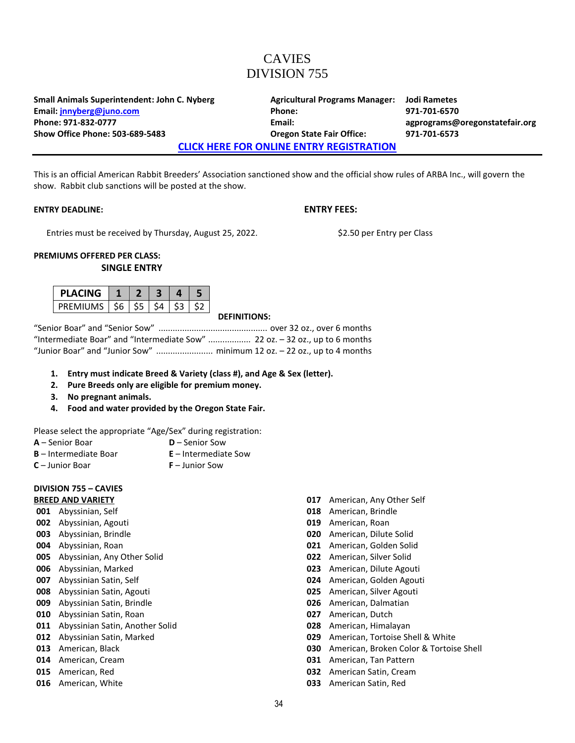# CAVIES
# DIVISION 755

**Small Animals Superintendent: John C. Nyberg**
**Email: jnnyberg@juno.com**
**Phone: 971-832-0777**
**Show Office Phone: 503-689-5483**

**Agricultural Programs Manager: Jodi Rametes**
**Phone: 971-701-6570**
**Email: agprograms@oregonstatefair.org**
**Oregon State Fair Office: 971-701-6573**

**CLICK HERE FOR ONLINE ENTRY REGISTRATION**

---

This is an official American Rabbit Breeders' Association sanctioned show and the official show rules of ARBA Inc., will govern the show. Rabbit club sanctions will be posted at the show.

**ENTRY DEADLINE:**

Entries must be received by Thursday, August 25, 2022.

**ENTRY FEES:**

$2.50 per Entry per Class

**PREMIUMS OFFERED PER CLASS:**

**SINGLE ENTRY**

| PLACING | 1 | 2 | 3 | 4 | 5 |
|---|---|---|---|---|---|
| PREMIUMS | $6 | $5 | $4 | $3 | $2 |

**DEFINITIONS:**

"Senior Boar" and "Senior Sow" ............................................. over 32 oz., over 6 months
"Intermediate Boar" and "Intermediate Sow" .................. 22 oz. – 32 oz., up to 6 months
"Junior Boar" and "Junior Sow" ........................ minimum 12 oz. – 22 oz., up to 4 months

1. **Entry must indicate Breed & Variety (class #), and Age & Sex (letter).**
2. **Pure Breeds only are eligible for premium money.**
3. **No pregnant animals.**
4. **Food and water provided by the Oregon State Fair.**

Please select the appropriate "Age/Sex" during registration:

**A** – Senior Boar
**B** – Intermediate Boar
**C** – Junior Boar
**D** – Senior Sow
**E** – Intermediate Sow
**F** – Junior Sow

**DIVISION 755 – CAVIES**

**BREED AND VARIETY**

**001** Abyssinian, Self
**002** Abyssinian, Agouti
**003** Abyssinian, Brindle
**004** Abyssinian, Roan
**005** Abyssinian, Any Other Solid
**006** Abyssinian, Marked
**007** Abyssinian Satin, Self
**008** Abyssinian Satin, Agouti
**009** Abyssinian Satin, Brindle
**010** Abyssinian Satin, Roan
**011** Abyssinian Satin, Another Solid
**012** Abyssinian Satin, Marked
**013** American, Black
**014** American, Cream
**015** American, Red
**016** American, White
**017** American, Any Other Self
**018** American, Brindle
**019** American, Roan
**020** American, Dilute Solid
**021** American, Golden Solid
**022** American, Silver Solid
**023** American, Dilute Agouti
**024** American, Golden Agouti
**025** American, Silver Agouti
**026** American, Dalmatian
**027** American, Dutch
**028** American, Himalayan
**029** American, Tortoise Shell & White
**030** American, Broken Color & Tortoise Shell
**031** American, Tan Pattern
**032** American Satin, Cream
**033** American Satin, Red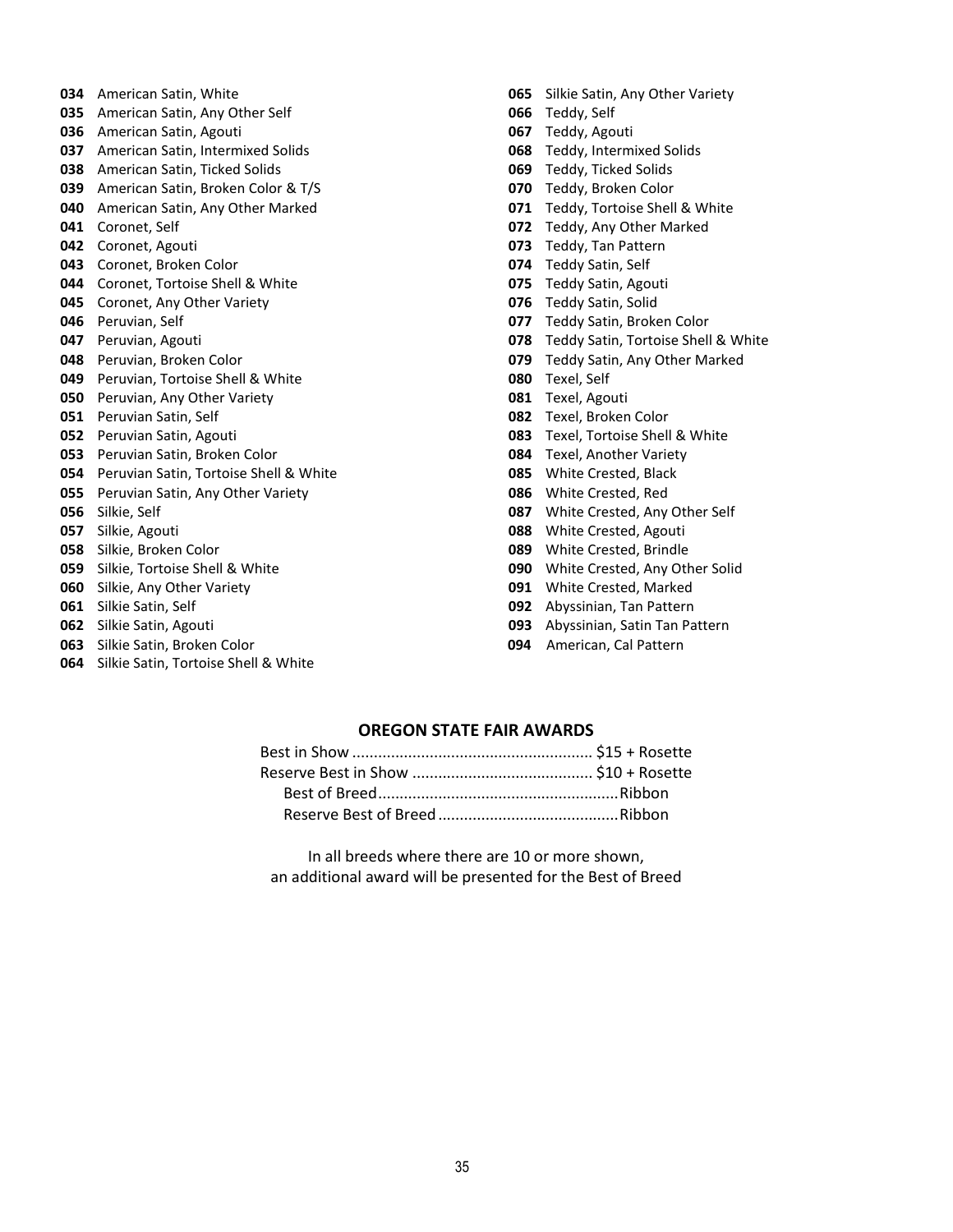**034** American Satin, White
**035** American Satin, Any Other Self
**036** American Satin, Agouti
**037** American Satin, Intermixed Solids
**038** American Satin, Ticked Solids
**039** American Satin, Broken Color & T/S
**040** American Satin, Any Other Marked
**041** Coronet, Self
**042** Coronet, Agouti
**043** Coronet, Broken Color
**044** Coronet, Tortoise Shell & White
**045** Coronet, Any Other Variety
**046** Peruvian, Self
**047** Peruvian, Agouti
**048** Peruvian, Broken Color
**049** Peruvian, Tortoise Shell & White
**050** Peruvian, Any Other Variety
**051** Peruvian Satin, Self
**052** Peruvian Satin, Agouti
**053** Peruvian Satin, Broken Color
**054** Peruvian Satin, Tortoise Shell & White
**055** Peruvian Satin, Any Other Variety
**056** Silkie, Self
**057** Silkie, Agouti
**058** Silkie, Broken Color
**059** Silkie, Tortoise Shell & White
**060** Silkie, Any Other Variety
**061** Silkie Satin, Self
**062** Silkie Satin, Agouti
**063** Silkie Satin, Broken Color
**064** Silkie Satin, Tortoise Shell & White
**065** Silkie Satin, Any Other Variety
**066** Teddy, Self
**067** Teddy, Agouti
**068** Teddy, Intermixed Solids
**069** Teddy, Ticked Solids
**070** Teddy, Broken Color
**071** Teddy, Tortoise Shell & White
**072** Teddy, Any Other Marked
**073** Teddy, Tan Pattern
**074** Teddy Satin, Self
**075** Teddy Satin, Agouti
**076** Teddy Satin, Solid
**077** Teddy Satin, Broken Color
**078** Teddy Satin, Tortoise Shell & White
**079** Teddy Satin, Any Other Marked
**080** Texel, Self
**081** Texel, Agouti
**082** Texel, Broken Color
**083** Texel, Tortoise Shell & White
**084** Texel, Another Variety
**085** White Crested, Black
**086** White Crested, Red
**087** White Crested, Any Other Self
**088** White Crested, Agouti
**089** White Crested, Brindle
**090** White Crested, Any Other Solid
**091** White Crested, Marked
**092** Abyssinian, Tan Pattern
**093** Abyssinian, Satin Tan Pattern
**094** American, Cal Pattern

## OREGON STATE FAIR AWARDS

Best in Show ........................................................ $15 + Rosette
Reserve Best in Show .......................................... $10 + Rosette
Best of Breed........................................................Ribbon
Reserve Best of Breed..........................................Ribbon

In all breeds where there are 10 or more shown,
an additional award will be presented for the Best of Breed